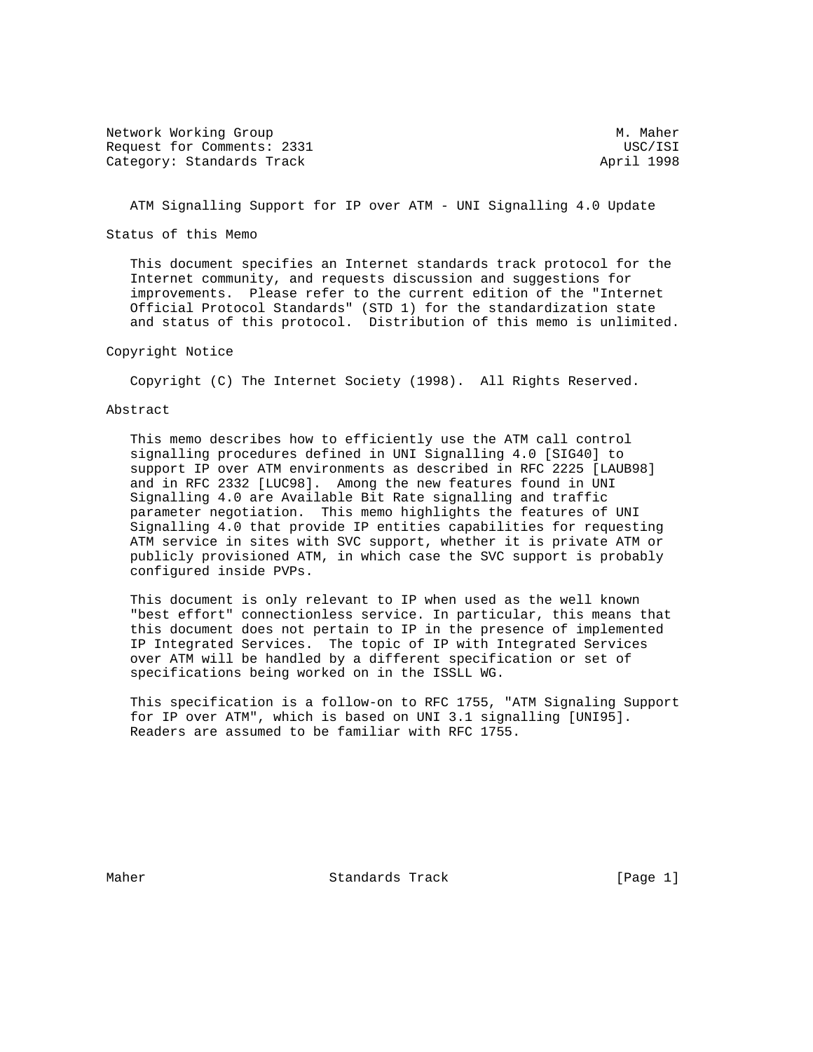Network Working Group M. Maher
Request for Comments: 2331 USC/ISI
Category: Standards Track April 1998

# ATM Signalling Support for IP over ATM - UNI Signalling 4.0 Update

## Status of this Memo

This document specifies an Internet standards track protocol for the Internet community, and requests discussion and suggestions for improvements. Please refer to the current edition of the "Internet Official Protocol Standards" (STD 1) for the standardization state and status of this protocol. Distribution of this memo is unlimited.

## Copyright Notice

Copyright (C) The Internet Society (1998). All Rights Reserved.

## Abstract

This memo describes how to efficiently use the ATM call control signalling procedures defined in UNI Signalling 4.0 [SIG40] to support IP over ATM environments as described in RFC 2225 [LAUB98] and in RFC 2332 [LUC98]. Among the new features found in UNI Signalling 4.0 are Available Bit Rate signalling and traffic parameter negotiation. This memo highlights the features of UNI Signalling 4.0 that provide IP entities capabilities for requesting ATM service in sites with SVC support, whether it is private ATM or publicly provisioned ATM, in which case the SVC support is probably configured inside PVPs.

This document is only relevant to IP when used as the well known "best effort" connectionless service. In particular, this means that this document does not pertain to IP in the presence of implemented IP Integrated Services. The topic of IP with Integrated Services over ATM will be handled by a different specification or set of specifications being worked on in the ISSLL WG.

This specification is a follow-on to RFC 1755, "ATM Signaling Support for IP over ATM", which is based on UNI 3.1 signalling [UNI95]. Readers are assumed to be familiar with RFC 1755.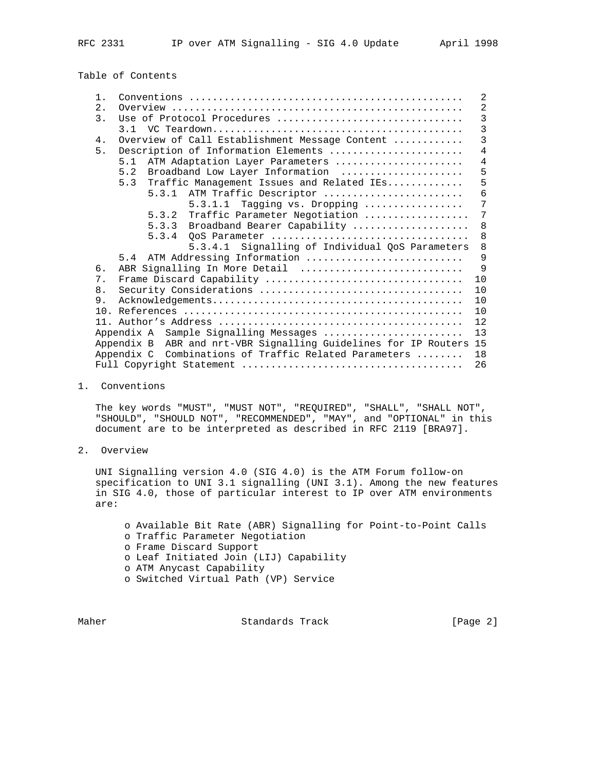Table of Contents

```
   1.  Conventions ...............................................   2
   2.  Overview ..................................................   2
   3.  Use of Protocol Procedures ................................   3
       3.1  VC Teardown...........................................   3
   4.  Overview of Call Establishment Message Content ............   3
   5.  Description of Information Elements .......................   4
       5.1  ATM Adaptation Layer Parameters ......................   4
       5.2  Broadband Low Layer Information  .....................   5
       5.3  Traffic Management Issues and Related IEs.............   5
            5.3.1  ATM Traffic Descriptor ........................   6
                   5.3.1.1  Tagging vs. Dropping .................   7
            5.3.2  Traffic Parameter Negotiation .................   7
            5.3.3  Broadband Bearer Capability ...................   8
            5.3.4  QoS Parameter .................................   8
                   5.3.4.1  Signalling of Individual QoS Parameters  8
       5.4  ATM Addressing Information ...........................   9
   6.  ABR Signalling In More Detail  ............................   9
   7.  Frame Discard Capability ..................................  10
   8.  Security Considerations ...................................  10
   9.  Acknowledgements...........................................  10
   10. References ................................................  10
   11. Author's Address ..........................................  12
   Appendix A  Sample Signalling Messages ........................  13
   Appendix B  ABR and nrt-VBR Signalling Guidelines for IP Routers 15
   Appendix C  Combinations of Traffic Related Parameters ........  18
   Full Copyright Statement ......................................  26
```

## 1. Conventions

The key words "MUST", "MUST NOT", "REQUIRED", "SHALL", "SHALL NOT", "SHOULD", "SHOULD NOT", "RECOMMENDED", "MAY", and "OPTIONAL" in this document are to be interpreted as described in RFC 2119 [BRA97].

## 2. Overview

UNI Signalling version 4.0 (SIG 4.0) is the ATM Forum follow-on specification to UNI 3.1 signalling (UNI 3.1). Among the new features in SIG 4.0, those of particular interest to IP over ATM environments are:

- Available Bit Rate (ABR) Signalling for Point-to-Point Calls
- Traffic Parameter Negotiation
- Frame Discard Support
- Leaf Initiated Join (LIJ) Capability
- ATM Anycast Capability
- Switched Virtual Path (VP) Service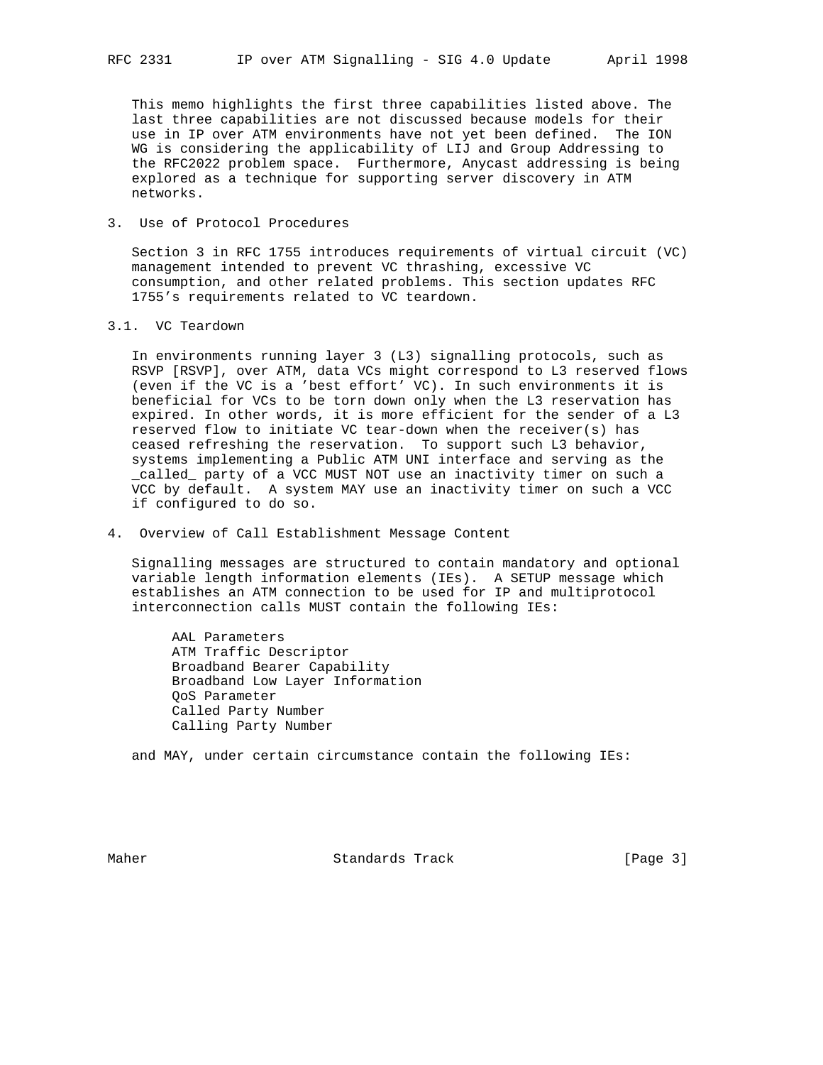This memo highlights the first three capabilities listed above. The last three capabilities are not discussed because models for their use in IP over ATM environments have not yet been defined. The ION WG is considering the applicability of LIJ and Group Addressing to the RFC2022 problem space. Furthermore, Anycast addressing is being explored as a technique for supporting server discovery in ATM networks.

## 3. Use of Protocol Procedures

Section 3 in RFC 1755 introduces requirements of virtual circuit (VC) management intended to prevent VC thrashing, excessive VC consumption, and other related problems. This section updates RFC 1755's requirements related to VC teardown.

### 3.1. VC Teardown

In environments running layer 3 (L3) signalling protocols, such as RSVP [RSVP], over ATM, data VCs might correspond to L3 reserved flows (even if the VC is a 'best effort' VC). In such environments it is beneficial for VCs to be torn down only when the L3 reservation has expired. In other words, it is more efficient for the sender of a L3 reserved flow to initiate VC tear-down when the receiver(s) has ceased refreshing the reservation. To support such L3 behavior, systems implementing a Public ATM UNI interface and serving as the _called_ party of a VCC MUST NOT use an inactivity timer on such a VCC by default. A system MAY use an inactivity timer on such a VCC if configured to do so.

## 4. Overview of Call Establishment Message Content

Signalling messages are structured to contain mandatory and optional variable length information elements (IEs). A SETUP message which establishes an ATM connection to be used for IP and multiprotocol interconnection calls MUST contain the following IEs:

- AAL Parameters
- ATM Traffic Descriptor
- Broadband Bearer Capability
- Broadband Low Layer Information
- QoS Parameter
- Called Party Number
- Calling Party Number

and MAY, under certain circumstance contain the following IEs: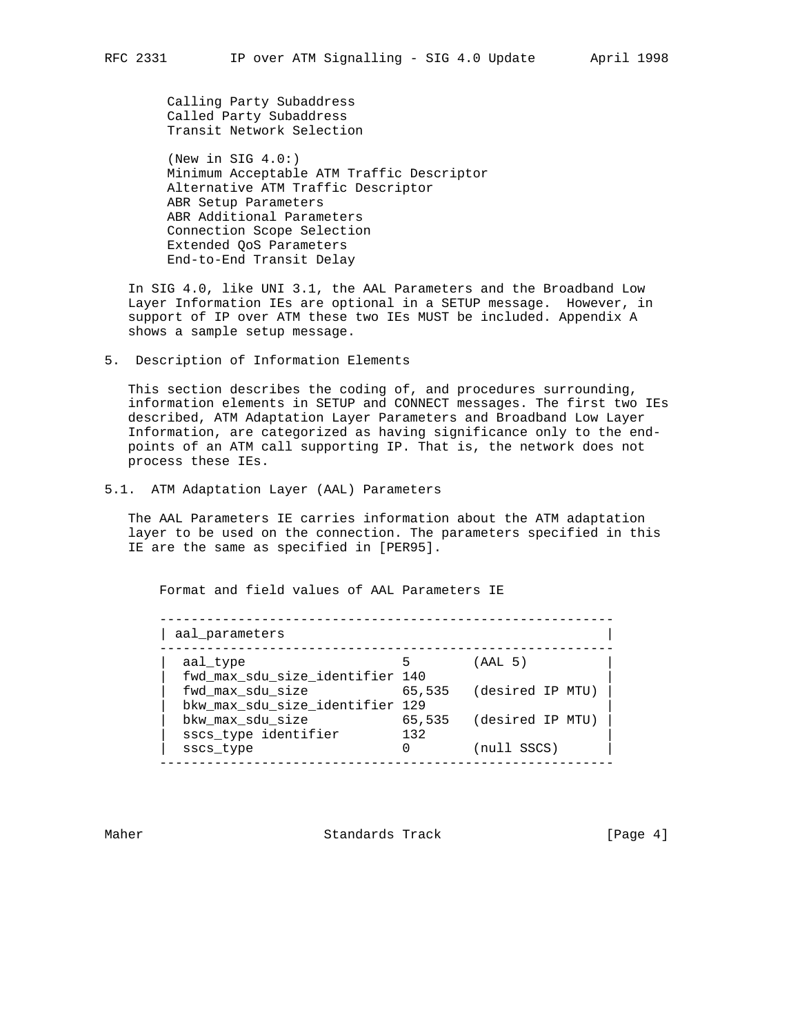Calling Party Subaddress
Called Party Subaddress
Transit Network Selection

(New in SIG 4.0:)
Minimum Acceptable ATM Traffic Descriptor
Alternative ATM Traffic Descriptor
ABR Setup Parameters
ABR Additional Parameters
Connection Scope Selection
Extended QoS Parameters
End-to-End Transit Delay

In SIG 4.0, like UNI 3.1, the AAL Parameters and the Broadband Low Layer Information IEs are optional in a SETUP message. However, in support of IP over ATM these two IEs MUST be included. Appendix A shows a sample setup message.

## 5. Description of Information Elements

This section describes the coding of, and procedures surrounding, information elements in SETUP and CONNECT messages. The first two IEs described, ATM Adaptation Layer Parameters and Broadband Low Layer Information, are categorized as having significance only to the end-points of an ATM call supporting IP. That is, the network does not process these IEs.

### 5.1. ATM Adaptation Layer (AAL) Parameters

The AAL Parameters IE carries information about the ATM adaptation layer to be used on the connection. The parameters specified in this IE are the same as specified in [PER95].

Format and field values of AAL Parameters IE

```
---------------------------------------------------------
| aal_parameters                                        |
---------------------------------------------------------
|  aal_type                    5       (AAL 5)          |
|  fwd_max_sdu_size_identifier 140                      |
|  fwd_max_sdu_size            65,535  (desired IP MTU) |
|  bkw_max_sdu_size_identifier 129                      |
|  bkw_max_sdu_size            65,535  (desired IP MTU) |
|  sscs_type identifier        132                      |
|  sscs_type                   0       (null SSCS)      |
---------------------------------------------------------
```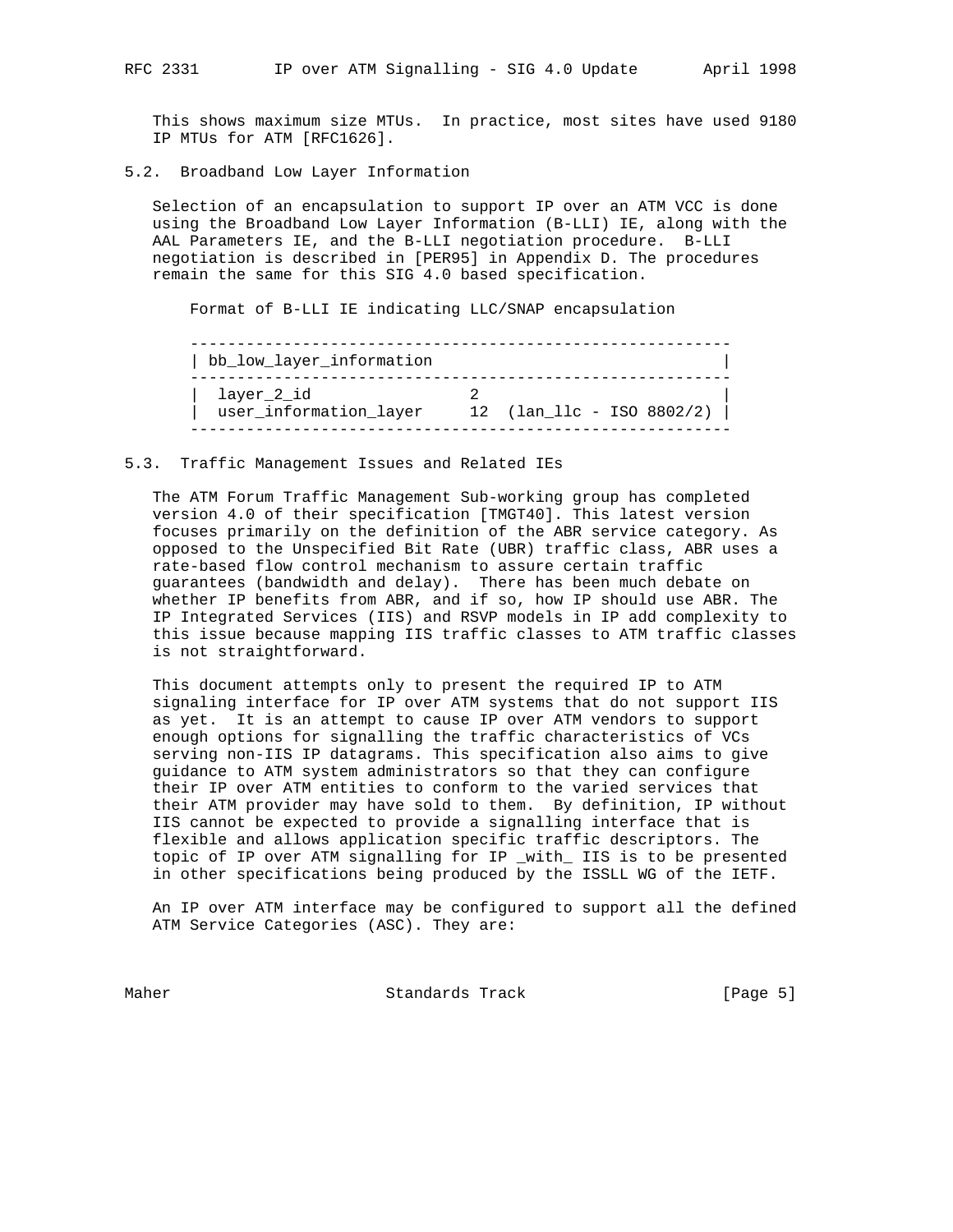This shows maximum size MTUs. In practice, most sites have used 9180 IP MTUs for ATM [RFC1626].

## 5.2. Broadband Low Layer Information

Selection of an encapsulation to support IP over an ATM VCC is done using the Broadband Low Layer Information (B-LLI) IE, along with the AAL Parameters IE, and the B-LLI negotiation procedure. B-LLI negotiation is described in [PER95] in Appendix D. The procedures remain the same for this SIG 4.0 based specification.

Format of B-LLI IE indicating LLC/SNAP encapsulation

```
---------------------------------------------------------
| bb_low_layer_information                              |
---------------------------------------------------------
|  layer_2_id                2                          |
|  user_information_layer    12  (lan_llc - ISO 8802/2) |
---------------------------------------------------------
```

## 5.3. Traffic Management Issues and Related IEs

The ATM Forum Traffic Management Sub-working group has completed version 4.0 of their specification [TMGT40]. This latest version focuses primarily on the definition of the ABR service category. As opposed to the Unspecified Bit Rate (UBR) traffic class, ABR uses a rate-based flow control mechanism to assure certain traffic guarantees (bandwidth and delay). There has been much debate on whether IP benefits from ABR, and if so, how IP should use ABR. The IP Integrated Services (IIS) and RSVP models in IP add complexity to this issue because mapping IIS traffic classes to ATM traffic classes is not straightforward.

This document attempts only to present the required IP to ATM signaling interface for IP over ATM systems that do not support IIS as yet. It is an attempt to cause IP over ATM vendors to support enough options for signalling the traffic characteristics of VCs serving non-IIS IP datagrams. This specification also aims to give guidance to ATM system administrators so that they can configure their IP over ATM entities to conform to the varied services that their ATM provider may have sold to them. By definition, IP without IIS cannot be expected to provide a signalling interface that is flexible and allows application specific traffic descriptors. The topic of IP over ATM signalling for IP _with_ IIS is to be presented in other specifications being produced by the ISSLL WG of the IETF.

An IP over ATM interface may be configured to support all the defined ATM Service Categories (ASC). They are: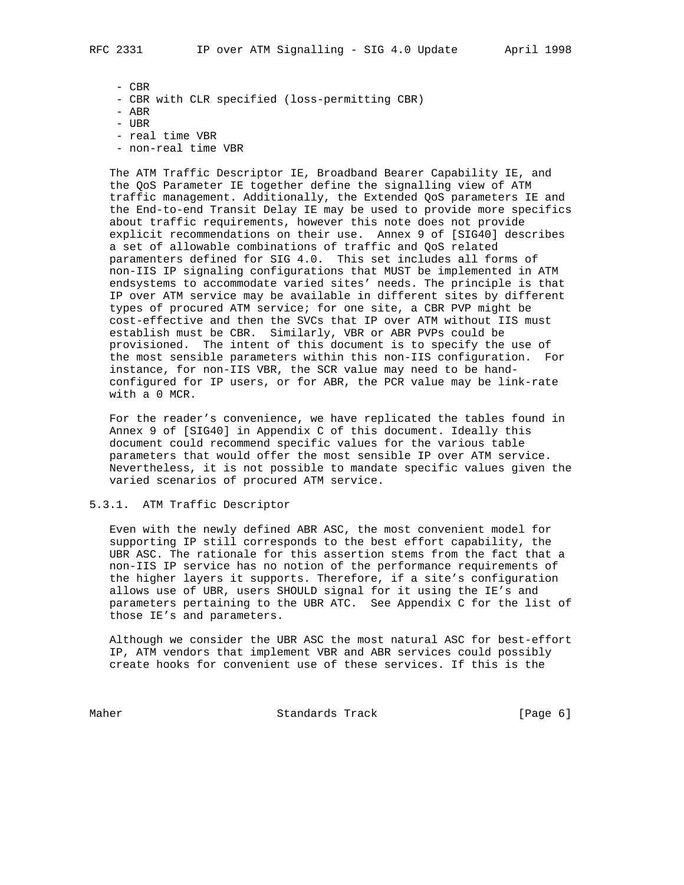- CBR
- CBR with CLR specified (loss-permitting CBR)
- ABR
- UBR
- real time VBR
- non-real time VBR

The ATM Traffic Descriptor IE, Broadband Bearer Capability IE, and the QoS Parameter IE together define the signalling view of ATM traffic management. Additionally, the Extended QoS parameters IE and the End-to-end Transit Delay IE may be used to provide more specifics about traffic requirements, however this note does not provide explicit recommendations on their use. Annex 9 of [SIG40] describes a set of allowable combinations of traffic and QoS related paramenters defined for SIG 4.0. This set includes all forms of non-IIS IP signaling configurations that MUST be implemented in ATM endsystems to accommodate varied sites' needs. The principle is that IP over ATM service may be available in different sites by different types of procured ATM service; for one site, a CBR PVP might be cost-effective and then the SVCs that IP over ATM without IIS must establish must be CBR. Similarly, VBR or ABR PVPs could be provisioned. The intent of this document is to specify the use of the most sensible parameters within this non-IIS configuration. For instance, for non-IIS VBR, the SCR value may need to be hand-configured for IP users, or for ABR, the PCR value may be link-rate with a 0 MCR.

For the reader's convenience, we have replicated the tables found in Annex 9 of [SIG40] in Appendix C of this document. Ideally this document could recommend specific values for the various table parameters that would offer the most sensible IP over ATM service. Nevertheless, it is not possible to mandate specific values given the varied scenarios of procured ATM service.

### 5.3.1. ATM Traffic Descriptor

Even with the newly defined ABR ASC, the most convenient model for supporting IP still corresponds to the best effort capability, the UBR ASC. The rationale for this assertion stems from the fact that a non-IIS IP service has no notion of the performance requirements of the higher layers it supports. Therefore, if a site's configuration allows use of UBR, users SHOULD signal for it using the IE's and parameters pertaining to the UBR ATC. See Appendix C for the list of those IE's and parameters.

Although we consider the UBR ASC the most natural ASC for best-effort IP, ATM vendors that implement VBR and ABR services could possibly create hooks for convenient use of these services. If this is the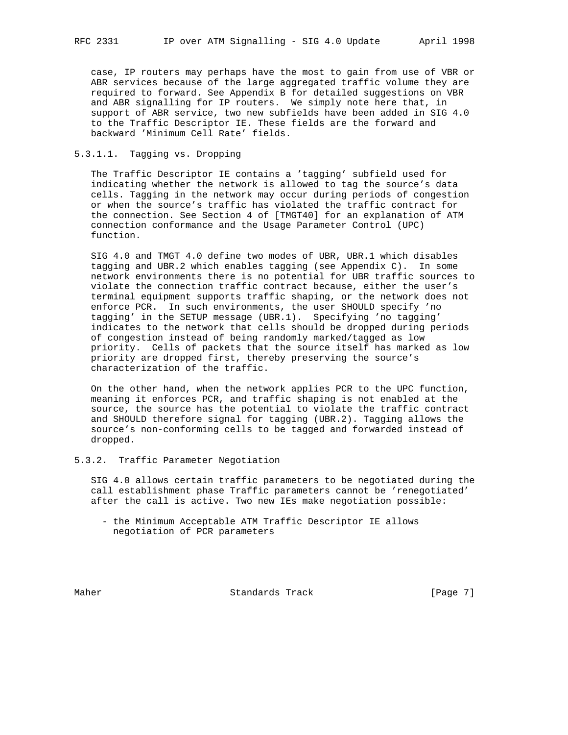case, IP routers may perhaps have the most to gain from use of VBR or ABR services because of the large aggregated traffic volume they are required to forward. See Appendix B for detailed suggestions on VBR and ABR signalling for IP routers. We simply note here that, in support of ABR service, two new subfields have been added in SIG 4.0 to the Traffic Descriptor IE. These fields are the forward and backward 'Minimum Cell Rate' fields.

#### 5.3.1.1. Tagging vs. Dropping

The Traffic Descriptor IE contains a 'tagging' subfield used for indicating whether the network is allowed to tag the source's data cells. Tagging in the network may occur during periods of congestion or when the source's traffic has violated the traffic contract for the connection. See Section 4 of [TMGT40] for an explanation of ATM connection conformance and the Usage Parameter Control (UPC) function.

SIG 4.0 and TMGT 4.0 define two modes of UBR, UBR.1 which disables tagging and UBR.2 which enables tagging (see Appendix C). In some network environments there is no potential for UBR traffic sources to violate the connection traffic contract because, either the user's terminal equipment supports traffic shaping, or the network does not enforce PCR. In such environments, the user SHOULD specify 'no tagging' in the SETUP message (UBR.1). Specifying 'no tagging' indicates to the network that cells should be dropped during periods of congestion instead of being randomly marked/tagged as low priority. Cells of packets that the source itself has marked as low priority are dropped first, thereby preserving the source's characterization of the traffic.

On the other hand, when the network applies PCR to the UPC function, meaning it enforces PCR, and traffic shaping is not enabled at the source, the source has the potential to violate the traffic contract and SHOULD therefore signal for tagging (UBR.2). Tagging allows the source's non-conforming cells to be tagged and forwarded instead of dropped.

### 5.3.2. Traffic Parameter Negotiation

SIG 4.0 allows certain traffic parameters to be negotiated during the call establishment phase Traffic parameters cannot be 'renegotiated' after the call is active. Two new IEs make negotiation possible:

- the Minimum Acceptable ATM Traffic Descriptor IE allows negotiation of PCR parameters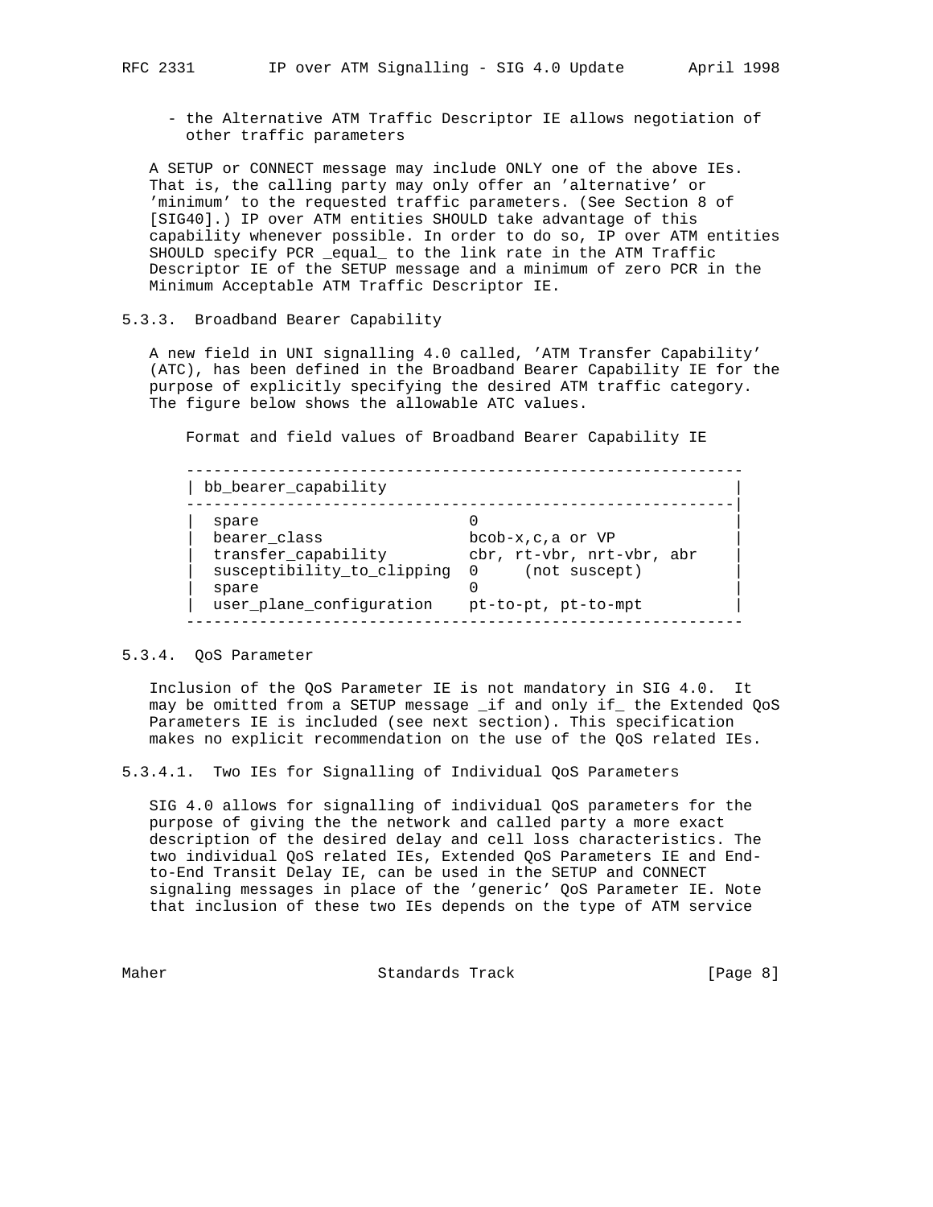- the Alternative ATM Traffic Descriptor IE allows negotiation of other traffic parameters

A SETUP or CONNECT message may include ONLY one of the above IEs. That is, the calling party may only offer an 'alternative' or 'minimum' to the requested traffic parameters. (See Section 8 of [SIG40].) IP over ATM entities SHOULD take advantage of this capability whenever possible. In order to do so, IP over ATM entities SHOULD specify PCR _equal_ to the link rate in the ATM Traffic Descriptor IE of the SETUP message and a minimum of zero PCR in the Minimum Acceptable ATM Traffic Descriptor IE.

### 5.3.3. Broadband Bearer Capability

A new field in UNI signalling 4.0 called, 'ATM Transfer Capability' (ATC), has been defined in the Broadband Bearer Capability IE for the purpose of explicitly specifying the desired ATM traffic category. The figure below shows the allowable ATC values.

Format and field values of Broadband Bearer Capability IE

```
 -------------------------------------------------------------
| bb_bearer_capability                                        |
 -------------------------------------------------------------|
|  spare                       0                              |
|  bearer_class                bcob-x,c,a or VP               |
|  transfer_capability         cbr, rt-vbr, nrt-vbr, abr      |
|  susceptibility_to_clipping  0     (not suscept)            |
|  spare                       0                              |
|  user_plane_configuration    pt-to-pt, pt-to-mpt            |
 -------------------------------------------------------------
```

### 5.3.4. QoS Parameter

Inclusion of the QoS Parameter IE is not mandatory in SIG 4.0. It may be omitted from a SETUP message _if and only if_ the Extended QoS Parameters IE is included (see next section). This specification makes no explicit recommendation on the use of the QoS related IEs.

#### 5.3.4.1. Two IEs for Signalling of Individual QoS Parameters

SIG 4.0 allows for signalling of individual QoS parameters for the purpose of giving the the network and called party a more exact description of the desired delay and cell loss characteristics. The two individual QoS related IEs, Extended QoS Parameters IE and End-to-End Transit Delay IE, can be used in the SETUP and CONNECT signaling messages in place of the 'generic' QoS Parameter IE. Note that inclusion of these two IEs depends on the type of ATM service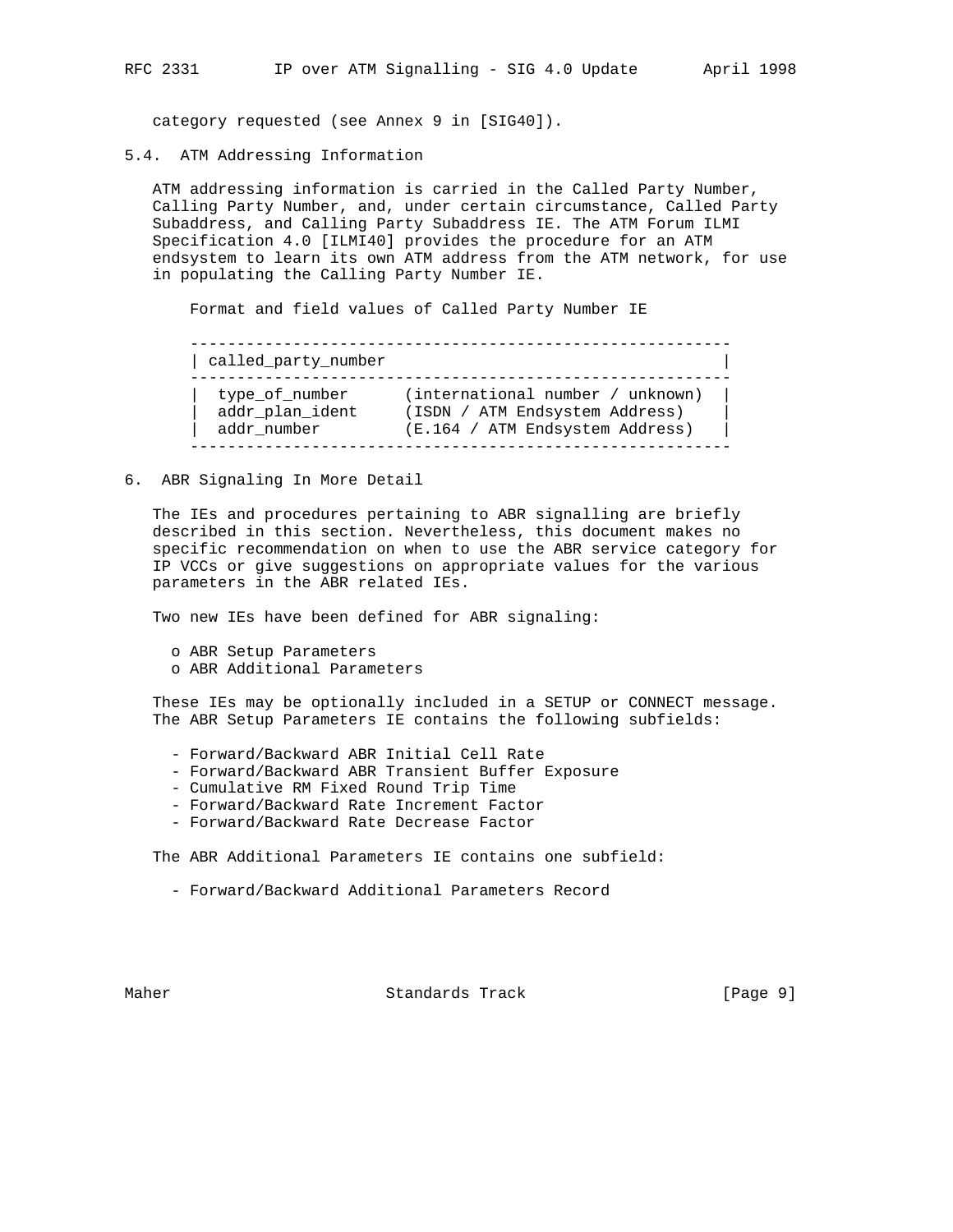category requested (see Annex 9 in [SIG40]).

## 5.4. ATM Addressing Information

ATM addressing information is carried in the Called Party Number, Calling Party Number, and, under certain circumstance, Called Party Subaddress, and Calling Party Subaddress IE. The ATM Forum ILMI Specification 4.0 [ILMI40] provides the procedure for an ATM endsystem to learn its own ATM address from the ATM network, for use in populating the Calling Party Number IE.

Format and field values of Called Party Number IE

| called_party_number | |
|---|---|
| type_of_number | (international number / unknown) |
| addr_plan_ident | (ISDN / ATM Endsystem Address) |
| addr_number | (E.164 / ATM Endsystem Address) |

# 6. ABR Signaling In More Detail

The IEs and procedures pertaining to ABR signalling are briefly described in this section. Nevertheless, this document makes no specific recommendation on when to use the ABR service category for IP VCCs or give suggestions on appropriate values for the various parameters in the ABR related IEs.

Two new IEs have been defined for ABR signaling:

- ABR Setup Parameters
- ABR Additional Parameters

These IEs may be optionally included in a SETUP or CONNECT message. The ABR Setup Parameters IE contains the following subfields:

- Forward/Backward ABR Initial Cell Rate
- Forward/Backward ABR Transient Buffer Exposure
- Cumulative RM Fixed Round Trip Time
- Forward/Backward Rate Increment Factor
- Forward/Backward Rate Decrease Factor

The ABR Additional Parameters IE contains one subfield:

- Forward/Backward Additional Parameters Record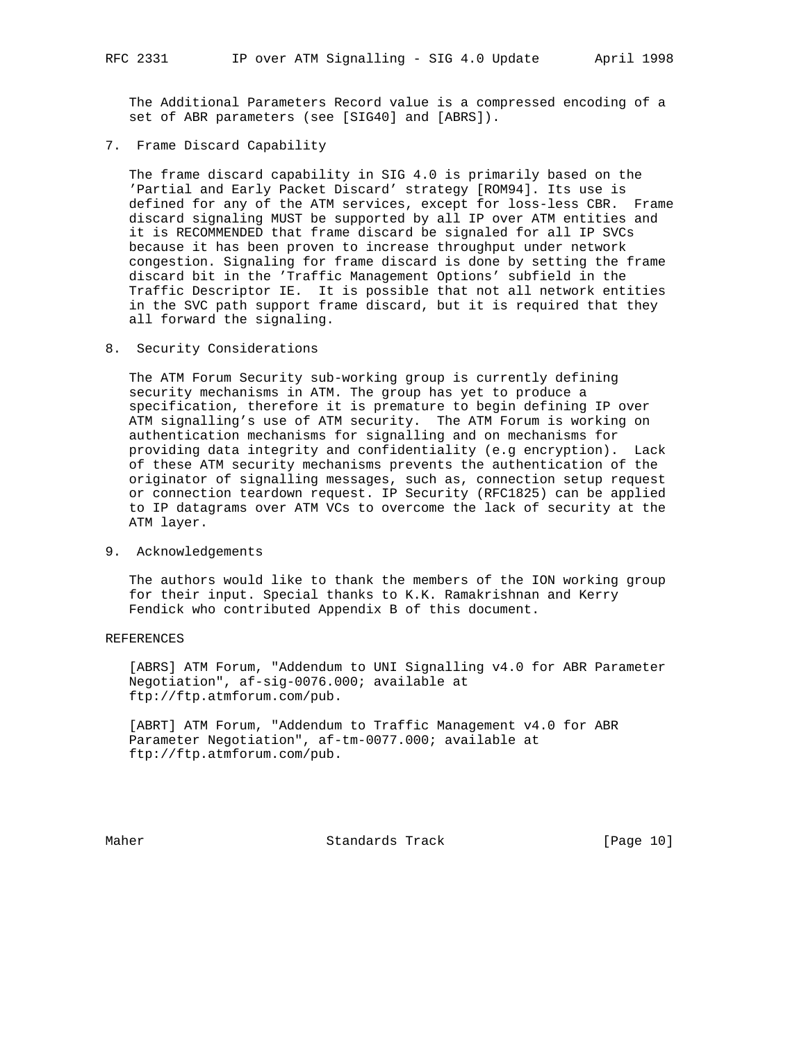The Additional Parameters Record value is a compressed encoding of a set of ABR parameters (see [SIG40] and [ABRS]).

## 7. Frame Discard Capability

The frame discard capability in SIG 4.0 is primarily based on the 'Partial and Early Packet Discard' strategy [ROM94]. Its use is defined for any of the ATM services, except for loss-less CBR. Frame discard signaling MUST be supported by all IP over ATM entities and it is RECOMMENDED that frame discard be signaled for all IP SVCs because it has been proven to increase throughput under network congestion. Signaling for frame discard is done by setting the frame discard bit in the 'Traffic Management Options' subfield in the Traffic Descriptor IE. It is possible that not all network entities in the SVC path support frame discard, but it is required that they all forward the signaling.

## 8. Security Considerations

The ATM Forum Security sub-working group is currently defining security mechanisms in ATM. The group has yet to produce a specification, therefore it is premature to begin defining IP over ATM signalling's use of ATM security. The ATM Forum is working on authentication mechanisms for signalling and on mechanisms for providing data integrity and confidentiality (e.g encryption). Lack of these ATM security mechanisms prevents the authentication of the originator of signalling messages, such as, connection setup request or connection teardown request. IP Security (RFC1825) can be applied to IP datagrams over ATM VCs to overcome the lack of security at the ATM layer.

## 9. Acknowledgements

The authors would like to thank the members of the ION working group for their input. Special thanks to K.K. Ramakrishnan and Kerry Fendick who contributed Appendix B of this document.

## REFERENCES

[ABRS] ATM Forum, "Addendum to UNI Signalling v4.0 for ABR Parameter Negotiation", af-sig-0076.000; available at ftp://ftp.atmforum.com/pub.

[ABRT] ATM Forum, "Addendum to Traffic Management v4.0 for ABR Parameter Negotiation", af-tm-0077.000; available at ftp://ftp.atmforum.com/pub.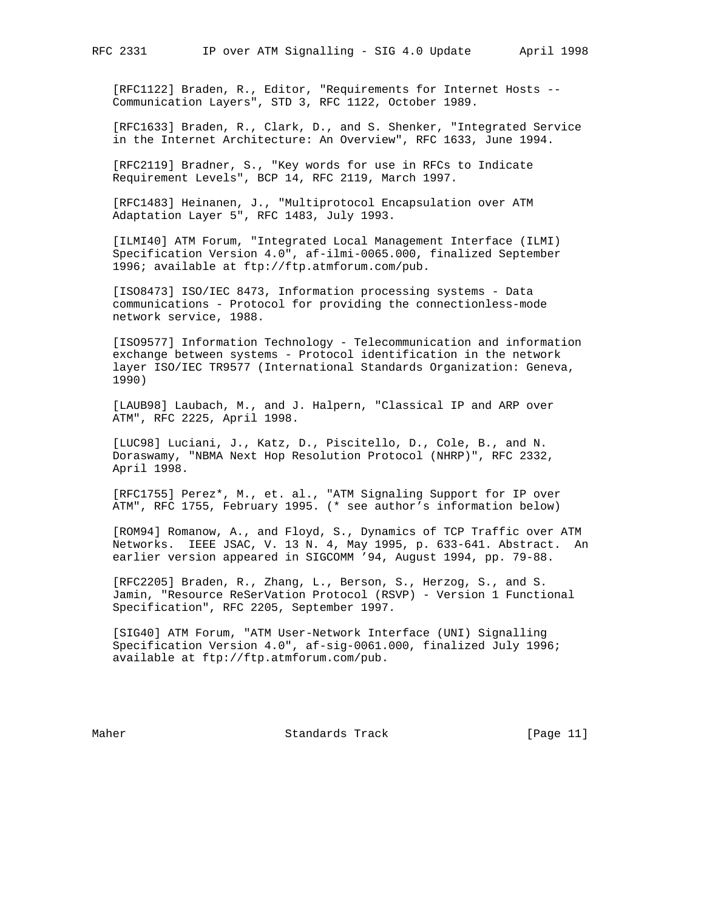[RFC1122] Braden, R., Editor, "Requirements for Internet Hosts -- Communication Layers", STD 3, RFC 1122, October 1989.

[RFC1633] Braden, R., Clark, D., and S. Shenker, "Integrated Service in the Internet Architecture: An Overview", RFC 1633, June 1994.

[RFC2119] Bradner, S., "Key words for use in RFCs to Indicate Requirement Levels", BCP 14, RFC 2119, March 1997.

[RFC1483] Heinanen, J., "Multiprotocol Encapsulation over ATM Adaptation Layer 5", RFC 1483, July 1993.

[ILMI40] ATM Forum, "Integrated Local Management Interface (ILMI) Specification Version 4.0", af-ilmi-0065.000, finalized September 1996; available at ftp://ftp.atmforum.com/pub.

[ISO8473] ISO/IEC 8473, Information processing systems - Data communications - Protocol for providing the connectionless-mode network service, 1988.

[ISO9577] Information Technology - Telecommunication and information exchange between systems - Protocol identification in the network layer ISO/IEC TR9577 (International Standards Organization: Geneva, 1990)

[LAUB98] Laubach, M., and J. Halpern, "Classical IP and ARP over ATM", RFC 2225, April 1998.

[LUC98] Luciani, J., Katz, D., Piscitello, D., Cole, B., and N. Doraswamy, "NBMA Next Hop Resolution Protocol (NHRP)", RFC 2332, April 1998.

[RFC1755] Perez*, M., et. al., "ATM Signaling Support for IP over ATM", RFC 1755, February 1995. (* see author's information below)

[ROM94] Romanow, A., and Floyd, S., Dynamics of TCP Traffic over ATM Networks. IEEE JSAC, V. 13 N. 4, May 1995, p. 633-641. Abstract. An earlier version appeared in SIGCOMM '94, August 1994, pp. 79-88.

[RFC2205] Braden, R., Zhang, L., Berson, S., Herzog, S., and S. Jamin, "Resource ReSerVation Protocol (RSVP) - Version 1 Functional Specification", RFC 2205, September 1997.

[SIG40] ATM Forum, "ATM User-Network Interface (UNI) Signalling Specification Version 4.0", af-sig-0061.000, finalized July 1996; available at ftp://ftp.atmforum.com/pub.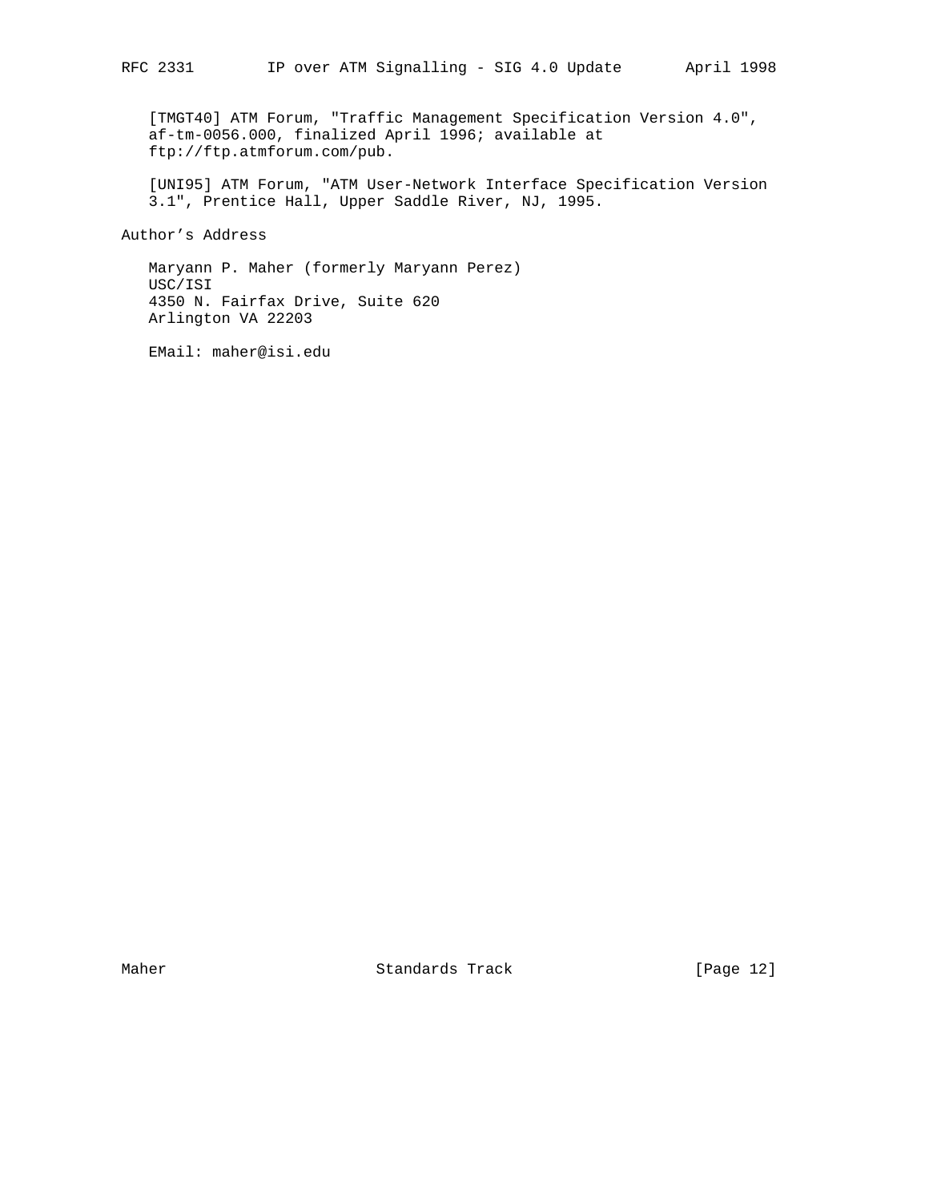[TMGT40] ATM Forum, "Traffic Management Specification Version 4.0", af-tm-0056.000, finalized April 1996; available at ftp://ftp.atmforum.com/pub.

[UNI95] ATM Forum, "ATM User-Network Interface Specification Version 3.1", Prentice Hall, Upper Saddle River, NJ, 1995.

## Author's Address

Maryann P. Maher (formerly Maryann Perez)
USC/ISI
4350 N. Fairfax Drive, Suite 620
Arlington VA 22203

EMail: maher@isi.edu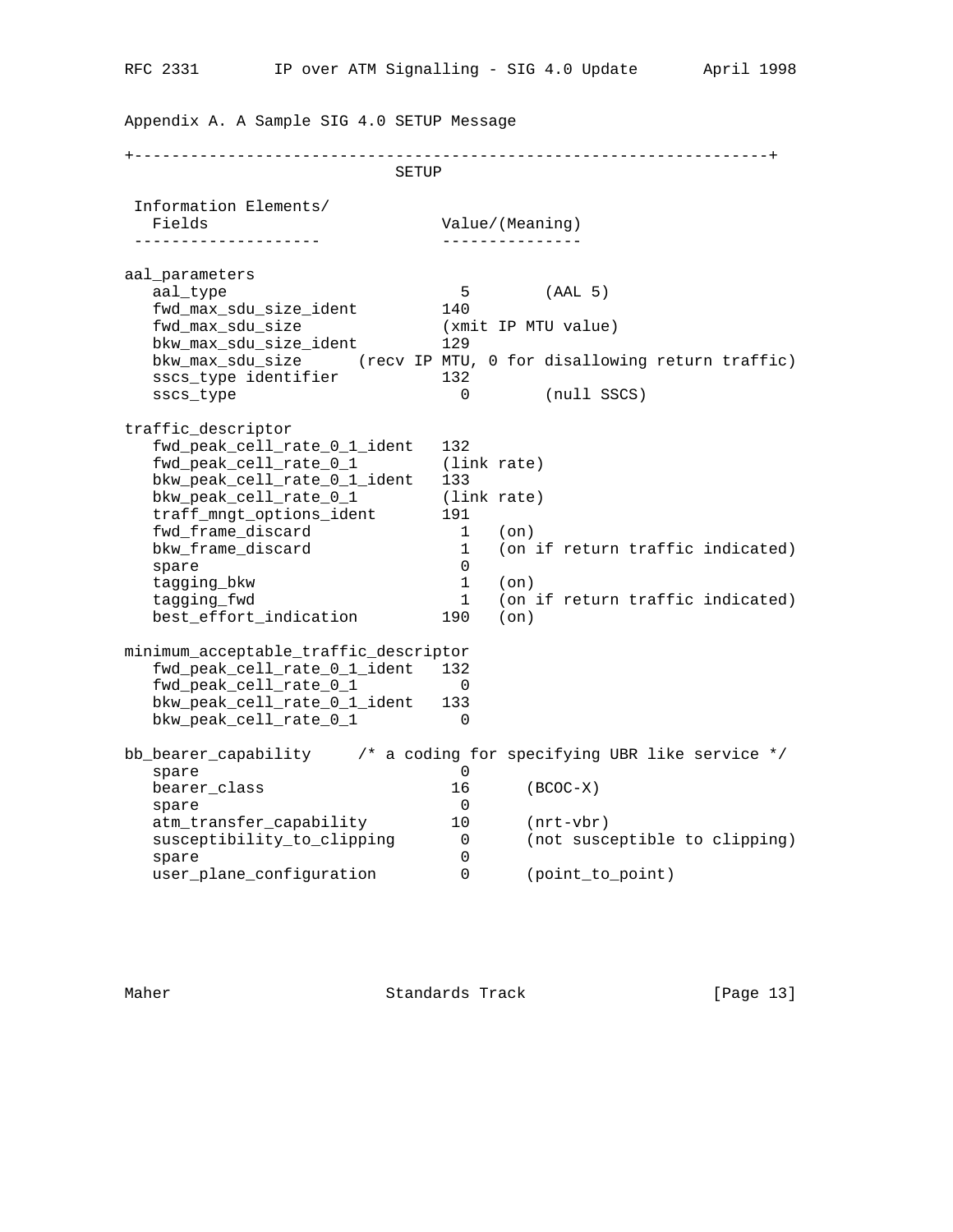Appendix A. A Sample SIG 4.0 SETUP Message

```
+-------------------------------------------------------------------+
                             SETUP

 Information Elements/
   Fields                         Value/(Meaning)
 --------------------             ---------------

aal_parameters
   aal_type                         5        (AAL 5)
   fwd_max_sdu_size_ident         140
   fwd_max_sdu_size               (xmit IP MTU value)
   bkw_max_sdu_size_ident         129
   bkw_max_sdu_size      (recv IP MTU, 0 for disallowing return traffic)
   sscs_type identifier           132
   sscs_type                        0        (null SSCS)

traffic_descriptor
   fwd_peak_cell_rate_0_1_ident   132
   fwd_peak_cell_rate_0_1         (link rate)
   bkw_peak_cell_rate_0_1_ident   133
   bkw_peak_cell_rate_0_1         (link rate)
   traff_mngt_options_ident       191
   fwd_frame_discard                1   (on)
   bkw_frame_discard                1   (on if return traffic indicated)
   spare                          0
   tagging_bkw                      1   (on)
   tagging_fwd                      1   (on if return traffic indicated)
   best_effort_indication         190   (on)

minimum_acceptable_traffic_descriptor
   fwd_peak_cell_rate_0_1_ident   132
   fwd_peak_cell_rate_0_1           0
   bkw_peak_cell_rate_0_1_ident   133
   bkw_peak_cell_rate_0_1           0

bb_bearer_capability     /* a coding for specifying UBR like service */
   spare                            0
   bearer_class                    16      (BCOC-X)
   spare                            0
   atm_transfer_capability         10      (nrt-vbr)
   susceptibility_to_clipping       0      (not susceptible to clipping)
   spare                            0
   user_plane_configuration         0      (point_to_point)
```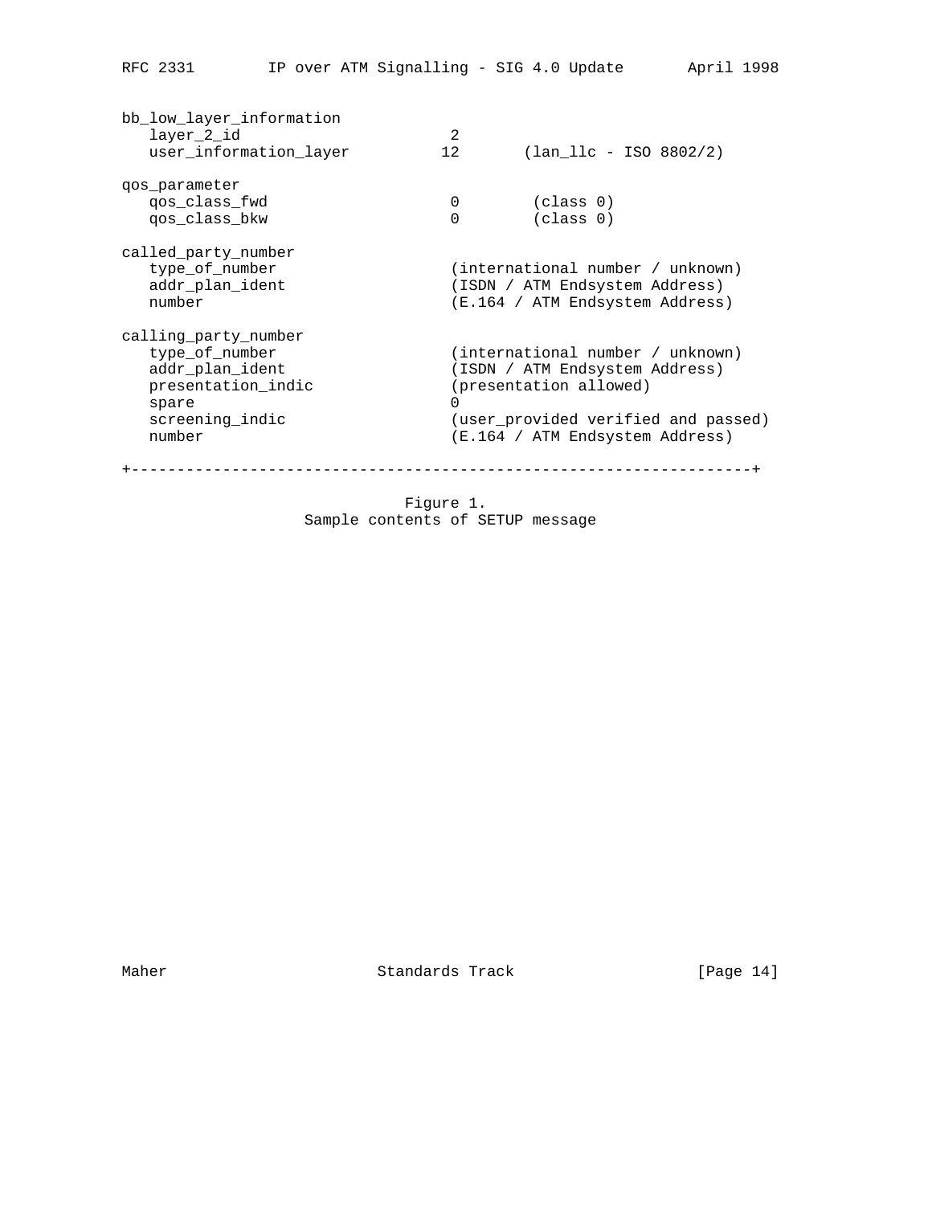```
bb_low_layer_information
   layer_2_id                     2
   user_information_layer        12       (lan_llc - ISO 8802/2)

qos_parameter
   qos_class_fwd                  0        (class 0)
   qos_class_bkw                  0        (class 0)

called_party_number
   type_of_number                (international number / unknown)
   addr_plan_ident               (ISDN / ATM Endsystem Address)
   number                        (E.164 / ATM Endsystem Address)

calling_party_number
   type_of_number                (international number / unknown)
   addr_plan_ident               (ISDN / ATM Endsystem Address)
   presentation_indic            (presentation allowed)
   spare                         0
   screening_indic               (user_provided verified and passed)
   number                        (E.164 / ATM Endsystem Address)

+----------------------------------------------------------------------+
```

Figure 1.
Sample contents of SETUP message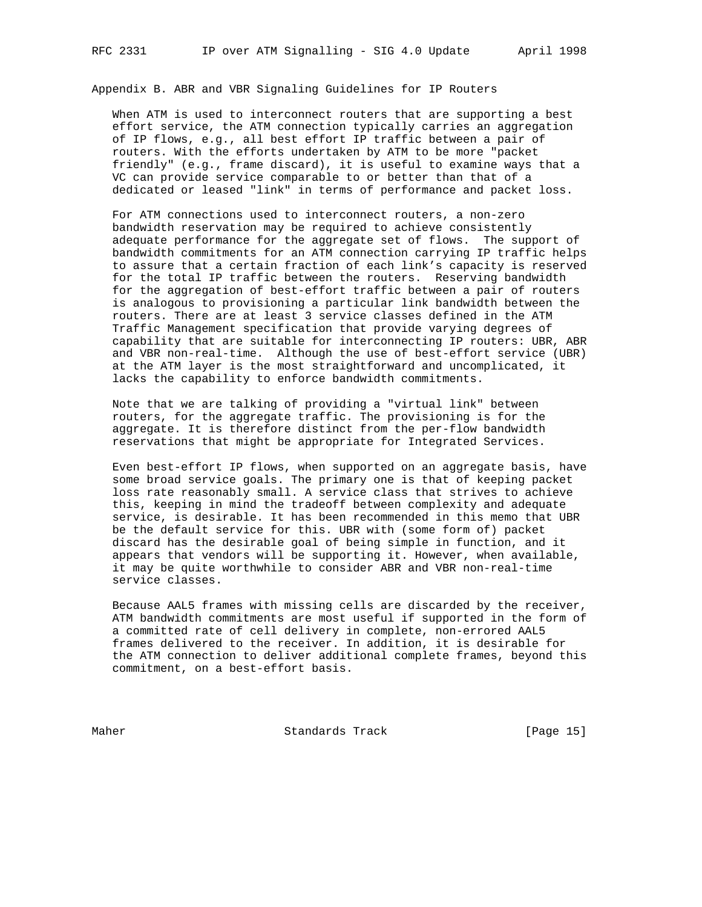## Appendix B. ABR and VBR Signaling Guidelines for IP Routers

When ATM is used to interconnect routers that are supporting a best effort service, the ATM connection typically carries an aggregation of IP flows, e.g., all best effort IP traffic between a pair of routers. With the efforts undertaken by ATM to be more "packet friendly" (e.g., frame discard), it is useful to examine ways that a VC can provide service comparable to or better than that of a dedicated or leased "link" in terms of performance and packet loss.

For ATM connections used to interconnect routers, a non-zero bandwidth reservation may be required to achieve consistently adequate performance for the aggregate set of flows. The support of bandwidth commitments for an ATM connection carrying IP traffic helps to assure that a certain fraction of each link's capacity is reserved for the total IP traffic between the routers. Reserving bandwidth for the aggregation of best-effort traffic between a pair of routers is analogous to provisioning a particular link bandwidth between the routers. There are at least 3 service classes defined in the ATM Traffic Management specification that provide varying degrees of capability that are suitable for interconnecting IP routers: UBR, ABR and VBR non-real-time. Although the use of best-effort service (UBR) at the ATM layer is the most straightforward and uncomplicated, it lacks the capability to enforce bandwidth commitments.

Note that we are talking of providing a "virtual link" between routers, for the aggregate traffic. The provisioning is for the aggregate. It is therefore distinct from the per-flow bandwidth reservations that might be appropriate for Integrated Services.

Even best-effort IP flows, when supported on an aggregate basis, have some broad service goals. The primary one is that of keeping packet loss rate reasonably small. A service class that strives to achieve this, keeping in mind the tradeoff between complexity and adequate service, is desirable. It has been recommended in this memo that UBR be the default service for this. UBR with (some form of) packet discard has the desirable goal of being simple in function, and it appears that vendors will be supporting it. However, when available, it may be quite worthwhile to consider ABR and VBR non-real-time service classes.

Because AAL5 frames with missing cells are discarded by the receiver, ATM bandwidth commitments are most useful if supported in the form of a committed rate of cell delivery in complete, non-errored AAL5 frames delivered to the receiver. In addition, it is desirable for the ATM connection to deliver additional complete frames, beyond this commitment, on a best-effort basis.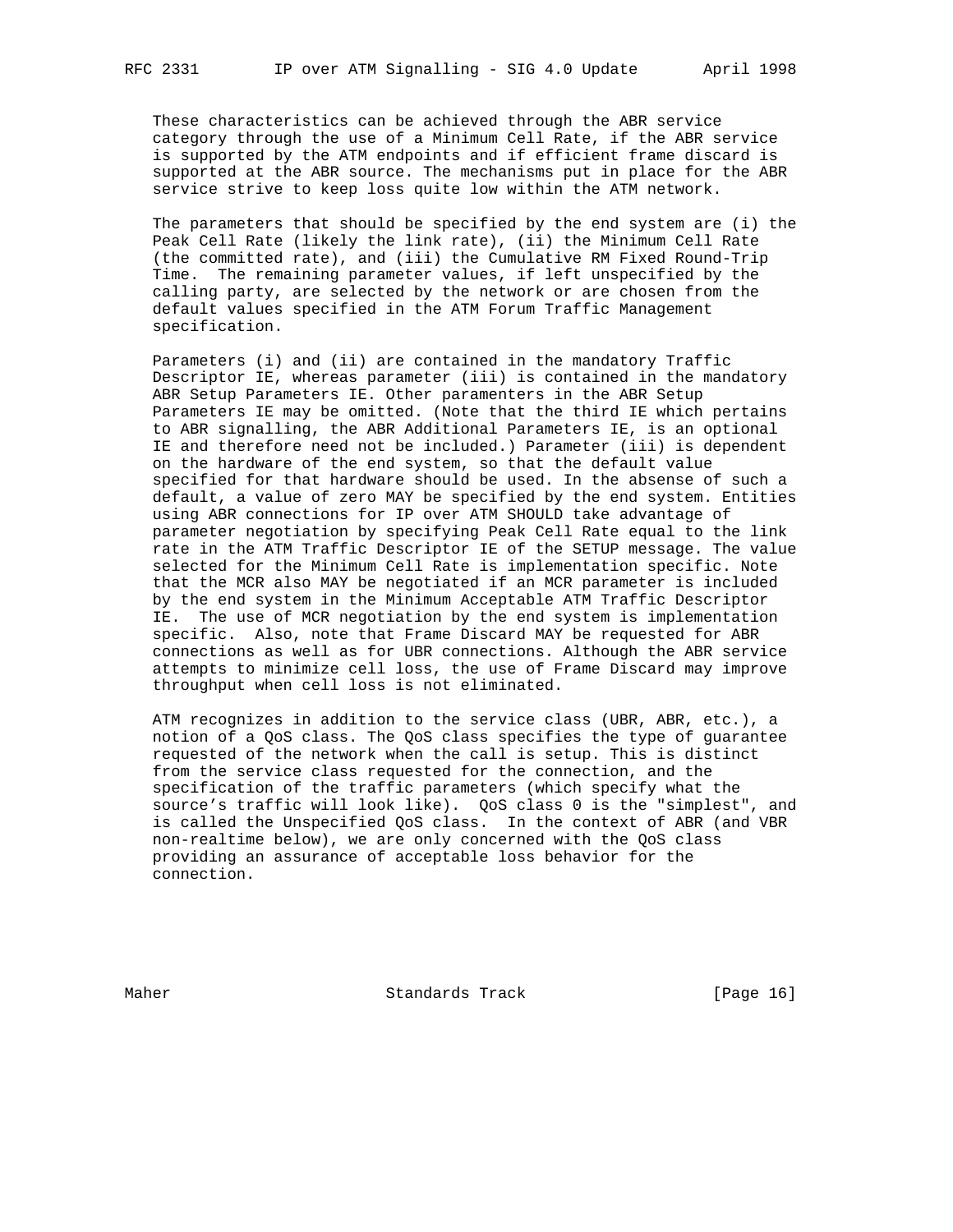These characteristics can be achieved through the ABR service category through the use of a Minimum Cell Rate, if the ABR service is supported by the ATM endpoints and if efficient frame discard is supported at the ABR source. The mechanisms put in place for the ABR service strive to keep loss quite low within the ATM network.

The parameters that should be specified by the end system are (i) the Peak Cell Rate (likely the link rate), (ii) the Minimum Cell Rate (the committed rate), and (iii) the Cumulative RM Fixed Round-Trip Time. The remaining parameter values, if left unspecified by the calling party, are selected by the network or are chosen from the default values specified in the ATM Forum Traffic Management specification.

Parameters (i) and (ii) are contained in the mandatory Traffic Descriptor IE, whereas parameter (iii) is contained in the mandatory ABR Setup Parameters IE. Other paramenters in the ABR Setup Parameters IE may be omitted. (Note that the third IE which pertains to ABR signalling, the ABR Additional Parameters IE, is an optional IE and therefore need not be included.) Parameter (iii) is dependent on the hardware of the end system, so that the default value specified for that hardware should be used. In the absense of such a default, a value of zero MAY be specified by the end system. Entities using ABR connections for IP over ATM SHOULD take advantage of parameter negotiation by specifying Peak Cell Rate equal to the link rate in the ATM Traffic Descriptor IE of the SETUP message. The value selected for the Minimum Cell Rate is implementation specific. Note that the MCR also MAY be negotiated if an MCR parameter is included by the end system in the Minimum Acceptable ATM Traffic Descriptor IE. The use of MCR negotiation by the end system is implementation specific. Also, note that Frame Discard MAY be requested for ABR connections as well as for UBR connections. Although the ABR service attempts to minimize cell loss, the use of Frame Discard may improve throughput when cell loss is not eliminated.

ATM recognizes in addition to the service class (UBR, ABR, etc.), a notion of a QoS class. The QoS class specifies the type of guarantee requested of the network when the call is setup. This is distinct from the service class requested for the connection, and the specification of the traffic parameters (which specify what the source's traffic will look like). QoS class 0 is the "simplest", and is called the Unspecified QoS class. In the context of ABR (and VBR non-realtime below), we are only concerned with the QoS class providing an assurance of acceptable loss behavior for the connection.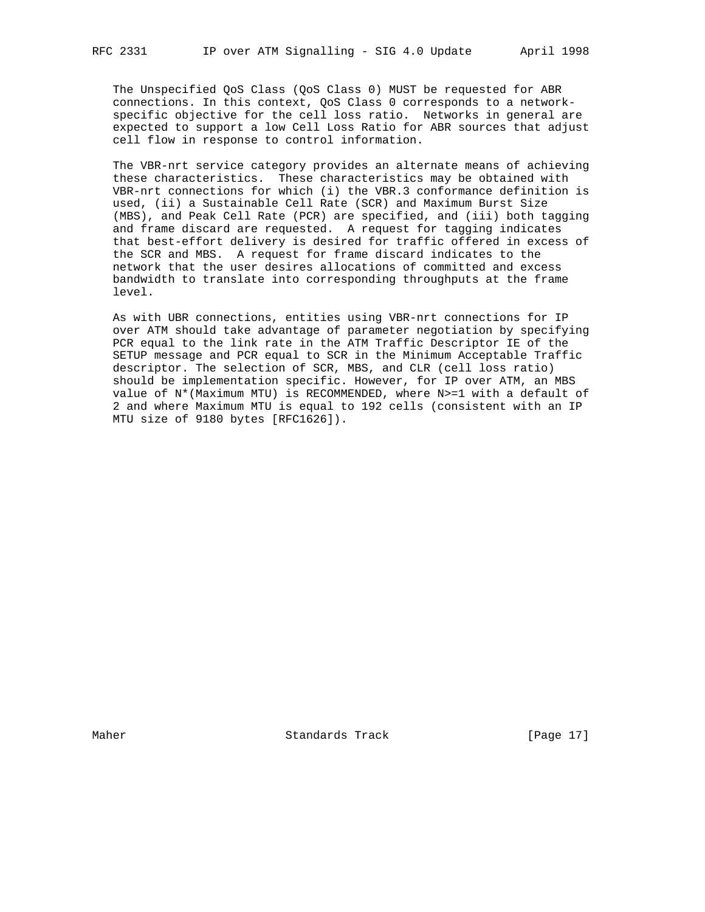The Unspecified QoS Class (QoS Class 0) MUST be requested for ABR connections. In this context, QoS Class 0 corresponds to a network-specific objective for the cell loss ratio. Networks in general are expected to support a low Cell Loss Ratio for ABR sources that adjust cell flow in response to control information.

The VBR-nrt service category provides an alternate means of achieving these characteristics. These characteristics may be obtained with VBR-nrt connections for which (i) the VBR.3 conformance definition is used, (ii) a Sustainable Cell Rate (SCR) and Maximum Burst Size (MBS), and Peak Cell Rate (PCR) are specified, and (iii) both tagging and frame discard are requested. A request for tagging indicates that best-effort delivery is desired for traffic offered in excess of the SCR and MBS. A request for frame discard indicates to the network that the user desires allocations of committed and excess bandwidth to translate into corresponding throughputs at the frame level.

As with UBR connections, entities using VBR-nrt connections for IP over ATM should take advantage of parameter negotiation by specifying PCR equal to the link rate in the ATM Traffic Descriptor IE of the SETUP message and PCR equal to SCR in the Minimum Acceptable Traffic descriptor. The selection of SCR, MBS, and CLR (cell loss ratio) should be implementation specific. However, for IP over ATM, an MBS value of N*(Maximum MTU) is RECOMMENDED, where N>=1 with a default of 2 and where Maximum MTU is equal to 192 cells (consistent with an IP MTU size of 9180 bytes [RFC1626]).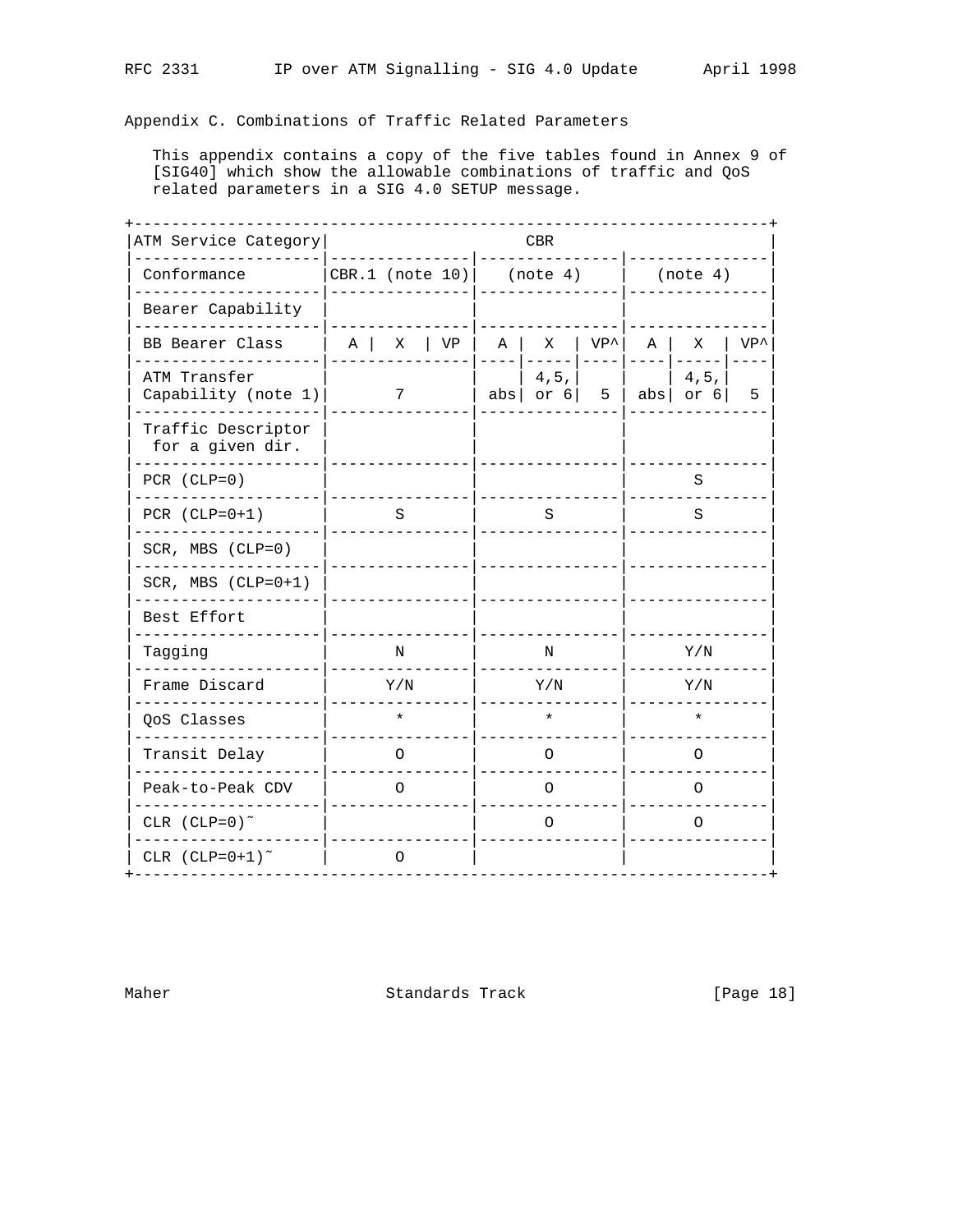## Appendix C. Combinations of Traffic Related Parameters

This appendix contains a copy of the five tables found in Annex 9 of [SIG40] which show the allowable combinations of traffic and QoS related parameters in a SIG 4.0 SETUP message.

| ATM Service Category | CBR | | | | | | | | |
|---|---|---|---|---|---|---|---|---|---|
| Conformance | CBR.1 (note 10) | | | (note 4) | | | (note 4) | | |
| Bearer Capability | | | | | | | | | |
| BB Bearer Class | A | X | VP | A | X | VP^ | A | X | VP^ |
| ATM Transfer Capability (note 1) | 7 | | | abs | 4,5, or 6 | 5 | abs | 4,5, or 6 | 5 |
| Traffic Descriptor for a given dir. | | | | | | | | | |
| PCR (CLP=0) | | | | | | | S | | |
| PCR (CLP=0+1) | S | | | S | | | S | | |
| SCR, MBS (CLP=0) | | | | | | | | | |
| SCR, MBS (CLP=0+1) | | | | | | | | | |
| Best Effort | | | | | | | | | |
| Tagging | N | | | N | | | Y/N | | |
| Frame Discard | Y/N | | | Y/N | | | Y/N | | |
| QoS Classes | * | | | * | | | * | | |
| Transit Delay | O | | | O | | | O | | |
| Peak-to-Peak CDV | O | | | O | | | O | | |
| CLR (CLP=0)˜ | | | | O | | | O | | |
| CLR (CLP=0+1)˜ | O | | | | | | | | |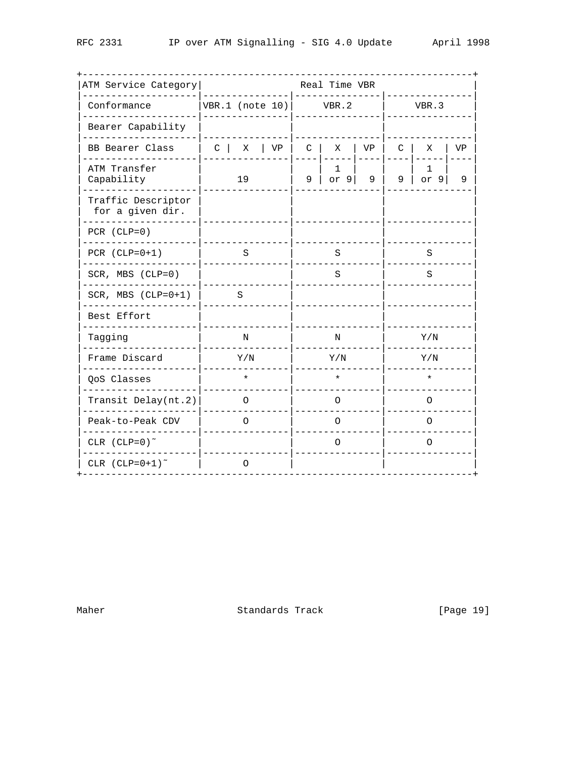| ATM Service Category | Real Time VBR | | | | | | | | |
|---|---|---|---|---|---|---|---|---|---|
| Conformance | VBR.1 (note 10) | | | VBR.2 | | | VBR.3 | | |
| Bearer Capability | | | | | | | | | |
| BB Bearer Class | C | X | VP | C | X | VP | C | X | VP |
| ATM Transfer Capability | 19 | | | 9 | 1 or 9 | 9 | 9 | 1 or 9 | 9 |
| Traffic Descriptor for a given dir. | | | | | | | | | |
| PCR (CLP=0) | | | | | | | | | |
| PCR (CLP=0+1) | S | | | S | | | S | | |
| SCR, MBS (CLP=0) | | | | S | | | S | | |
| SCR, MBS (CLP=0+1) | S | | | | | | | | |
| Best Effort | | | | | | | | | |
| Tagging | N | | | N | | | Y/N | | |
| Frame Discard | Y/N | | | Y/N | | | Y/N | | |
| QoS Classes | * | | | * | | | * | | |
| Transit Delay(nt.2) | O | | | O | | | O | | |
| Peak-to-Peak CDV | O | | | O | | | O | | |
| CLR (CLP=0)~ | | | | O | | | O | | |
| CLR (CLP=0+1)~ | O | | | | | | | | |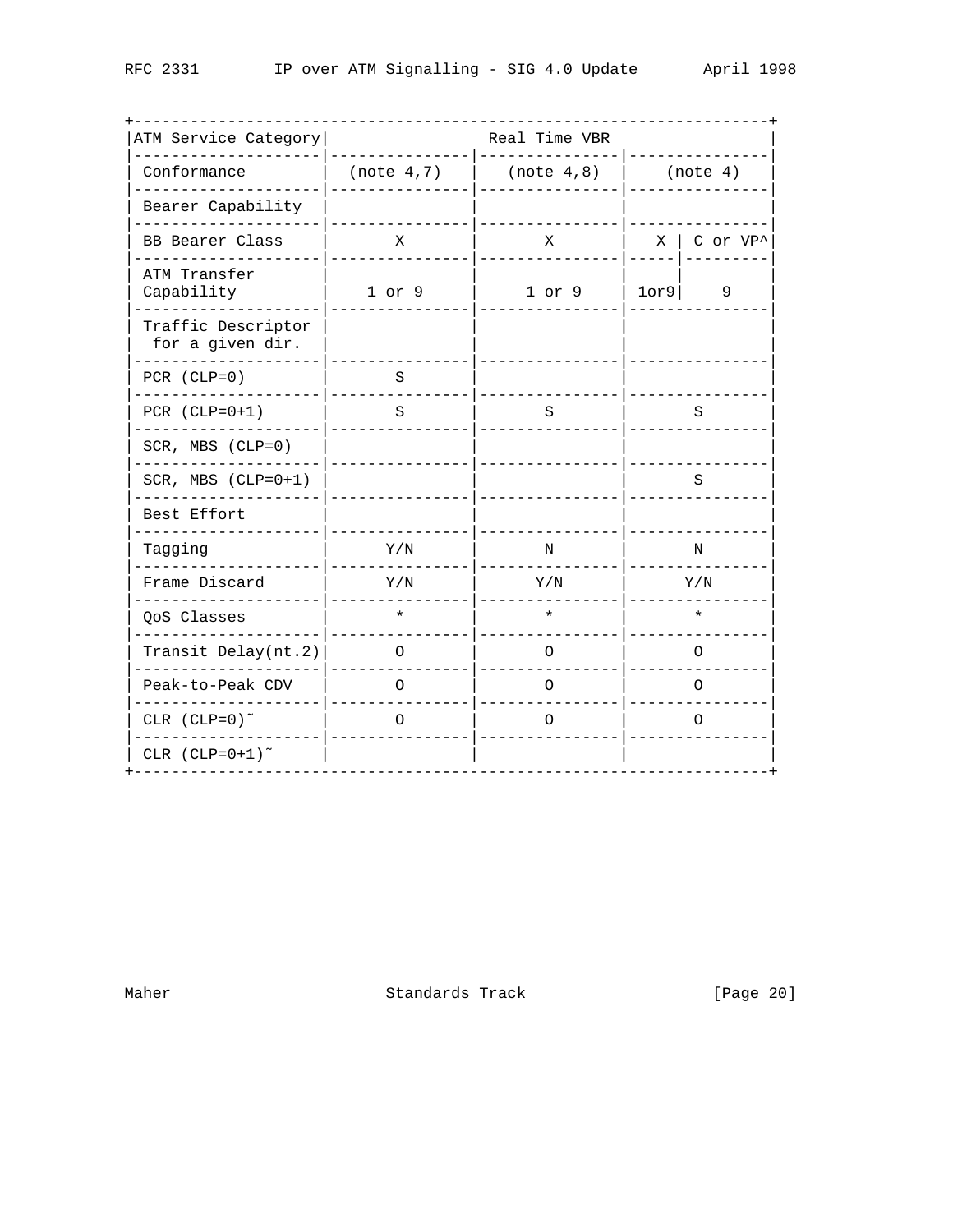| ATM Service Category | Real Time VBR | | | |
|---|---|---|---|---|
| Conformance | (note 4,7) | (note 4,8) | (note 4) | |
| Bearer Capability | | | | |
| BB Bearer Class | X | X | X | C or VP^ |
| ATM Transfer Capability | 1 or 9 | 1 or 9 | 1or9 | 9 |
| Traffic Descriptor for a given dir. | | | | |
| PCR (CLP=0) | S | | | |
| PCR (CLP=0+1) | S | S | S | |
| SCR, MBS (CLP=0) | | | | |
| SCR, MBS (CLP=0+1) | | | S | |
| Best Effort | | | | |
| Tagging | Y/N | N | N | |
| Frame Discard | Y/N | Y/N | Y/N | |
| QoS Classes | * | * | * | |
| Transit Delay(nt.2) | O | O | O | |
| Peak-to-Peak CDV | O | O | O | |
| CLR (CLP=0)~ | O | O | O | |
| CLR (CLP=0+1)~ | | | | |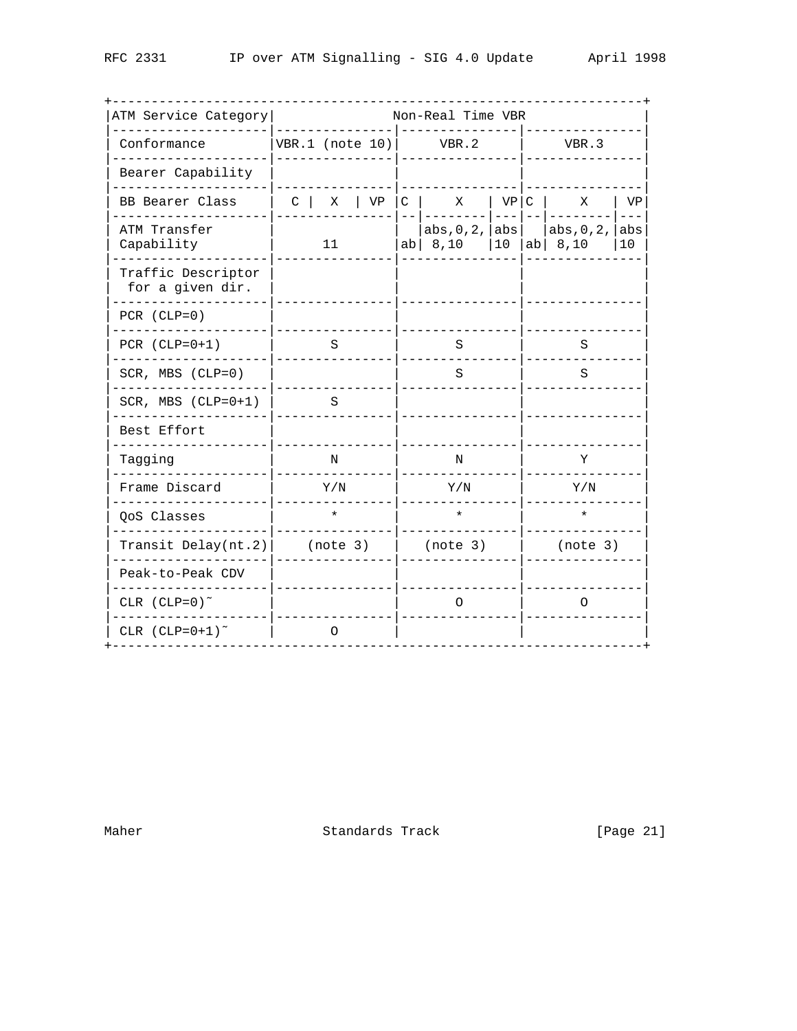| ATM Service Category | Non-Real Time VBR | | | | | | | | |
|---|---|---|---|---|---|---|---|---|---|
| Conformance | VBR.1 (note 10) | | | VBR.2 | | | VBR.3 | | |
| Bearer Capability | | | | | | | | | |
| BB Bearer Class | C | X | VP | C | X | VP | C | X | VP |
| ATM Transfer Capability | | 11 | | ab | abs,0,2, 8,10 | abs 10 | ab | abs,0,2, 8,10 | abs 10 |
| Traffic Descriptor for a given dir. | | | | | | | | | |
| PCR (CLP=0) | | | | | | | | | |
| PCR (CLP=0+1) | | S | | | S | | | S | |
| SCR, MBS (CLP=0) | | | | | S | | | S | |
| SCR, MBS (CLP=0+1) | | S | | | | | | | |
| Best Effort | | | | | | | | | |
| Tagging | | N | | | N | | | Y | |
| Frame Discard | | Y/N | | | Y/N | | | Y/N | |
| QoS Classes | | * | | | * | | | * | |
| Transit Delay(nt.2) | | (note 3) | | | (note 3) | | | (note 3) | |
| Peak-to-Peak CDV | | | | | | | | | |
| CLR (CLP=0)˜ | | | | | O | | | O | |
| CLR (CLP=0+1)˜ | | O | | | | | | | |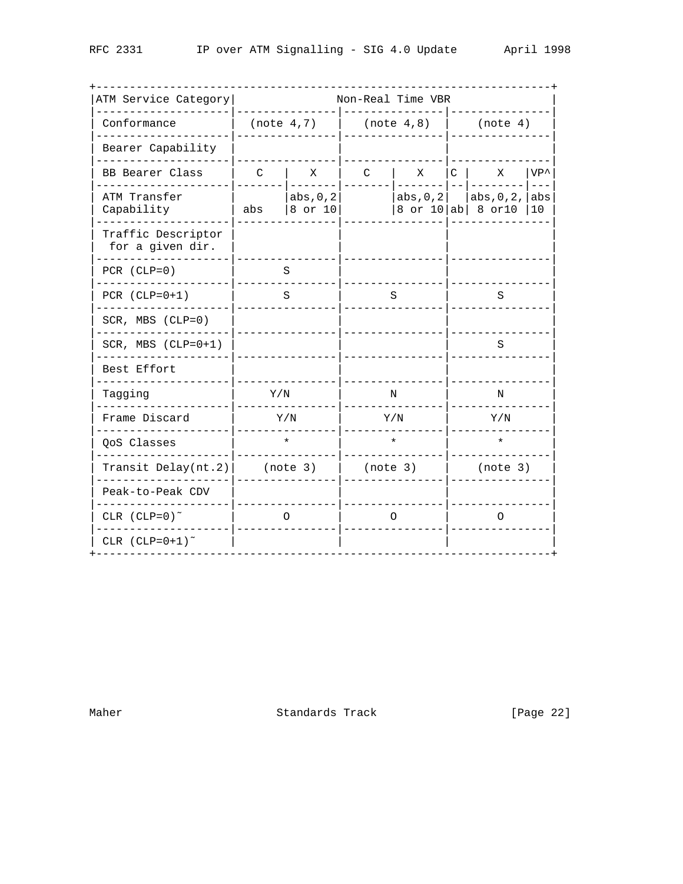| ATM Service Category | Non-Real Time VBR | | | | | | |
|---|---|---|---|---|---|---|---|
| Conformance | (note 4,7) | | (note 4,8) | | (note 4) | | |
| Bearer Capability | | | | | | | |
| BB Bearer Class | C | X | C | X | C | X | VP^ |
| ATM Transfer Capability | abs | abs,0,2 8 or 10 | | abs,0,2 8 or 10 | ab | abs,0,2, 8 or10 | abs 10 |
| Traffic Descriptor for a given dir. | | | | | | | |
| PCR (CLP=0) | S | | | | | | |
| PCR (CLP=0+1) | S | | S | | S | | |
| SCR, MBS (CLP=0) | | | | | | | |
| SCR, MBS (CLP=0+1) | | | | | S | | |
| Best Effort | | | | | | | |
| Tagging | Y/N | | N | | N | | |
| Frame Discard | Y/N | | Y/N | | Y/N | | |
| QoS Classes | * | | * | | * | | |
| Transit Delay(nt.2) | (note 3) | | (note 3) | | (note 3) | | |
| Peak-to-Peak CDV | | | | | | | |
| CLR (CLP=0)˜ | O | | O | | O | | |
| CLR (CLP=0+1)˜ | | | | | | | |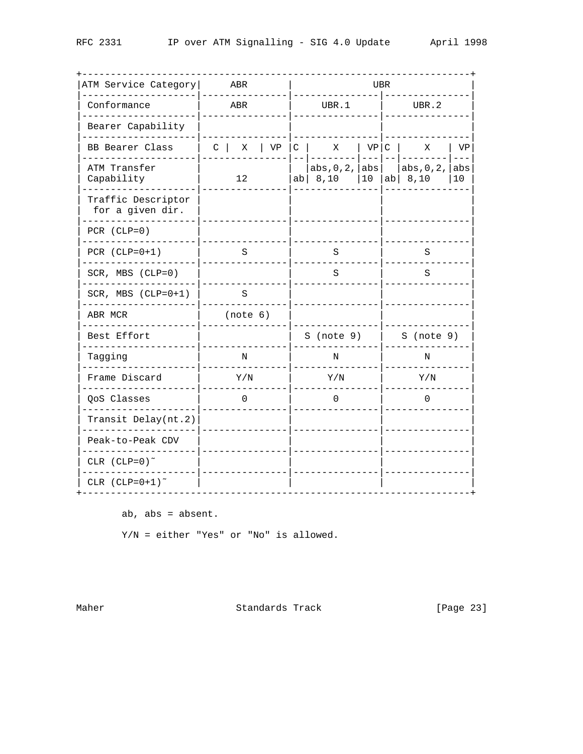| ATM Service Category | ABR | | | UBR | | | | | |
|---|---|---|---|---|---|---|---|---|---|
| Conformance | ABR | | | UBR.1 | | | UBR.2 | | |
| Bearer Capability | | | | | | | | | |
| BB Bearer Class | C | X | VP | C | X | VP | C | X | VP |
| ATM Transfer Capability | 12 | | | ab | abs,0,2, 8,10 | abs 10 | ab | abs,0,2, 8,10 | abs 10 |
| Traffic Descriptor for a given dir. | | | | | | | | | |
| PCR (CLP=0) | | | | | | | | | |
| PCR (CLP=0+1) | S | | | S | | | S | | |
| SCR, MBS (CLP=0) | | | | S | | | S | | |
| SCR, MBS (CLP=0+1) | S | | | | | | | | |
| ABR MCR | (note 6) | | | | | | | | |
| Best Effort | | | | S (note 9) | | | S (note 9) | | |
| Tagging | N | | | N | | | N | | |
| Frame Discard | Y/N | | | Y/N | | | Y/N | | |
| QoS Classes | 0 | | | 0 | | | 0 | | |
| Transit Delay(nt.2) | | | | | | | | | |
| Peak-to-Peak CDV | | | | | | | | | |
| CLR (CLP=0)~ | | | | | | | | | |
| CLR (CLP=0+1)~ | | | | | | | | | |

ab, abs = absent.

Y/N = either "Yes" or "No" is allowed.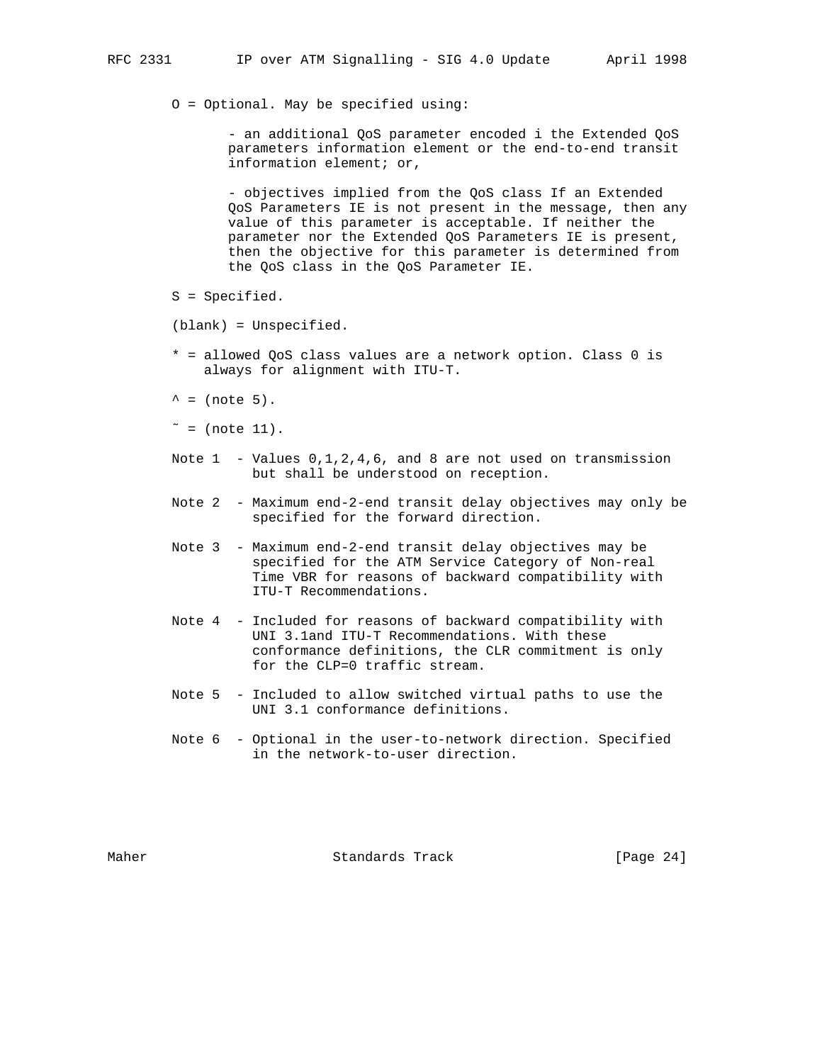O = Optional. May be specified using:

- an additional QoS parameter encoded i the Extended QoS parameters information element or the end-to-end transit information element; or,

- objectives implied from the QoS class If an Extended QoS Parameters IE is not present in the message, then any value of this parameter is acceptable. If neither the parameter nor the Extended QoS Parameters IE is present, then the objective for this parameter is determined from the QoS class in the QoS Parameter IE.

S = Specified.

(blank) = Unspecified.

* = allowed QoS class values are a network option. Class 0 is always for alignment with ITU-T.

^ = (note 5).

˜ = (note 11).

Note 1 - Values 0,1,2,4,6, and 8 are not used on transmission but shall be understood on reception.

Note 2 - Maximum end-2-end transit delay objectives may only be specified for the forward direction.

Note 3 - Maximum end-2-end transit delay objectives may be specified for the ATM Service Category of Non-real Time VBR for reasons of backward compatibility with ITU-T Recommendations.

Note 4 - Included for reasons of backward compatibility with UNI 3.1and ITU-T Recommendations. With these conformance definitions, the CLR commitment is only for the CLP=0 traffic stream.

Note 5 - Included to allow switched virtual paths to use the UNI 3.1 conformance definitions.

Note 6 - Optional in the user-to-network direction. Specified in the network-to-user direction.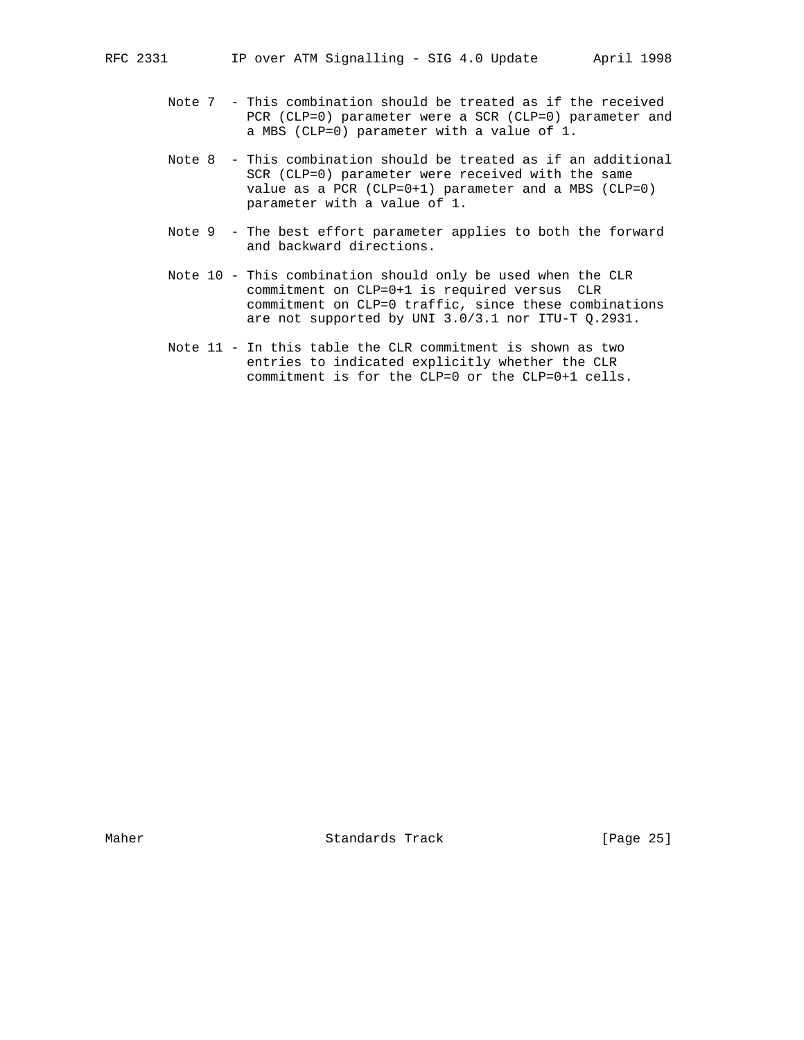Note 7 - This combination should be treated as if the received PCR (CLP=0) parameter were a SCR (CLP=0) parameter and a MBS (CLP=0) parameter with a value of 1.

Note 8 - This combination should be treated as if an additional SCR (CLP=0) parameter were received with the same value as a PCR (CLP=0+1) parameter and a MBS (CLP=0) parameter with a value of 1.

Note 9 - The best effort parameter applies to both the forward and backward directions.

Note 10 - This combination should only be used when the CLR commitment on CLP=0+1 is required versus CLR commitment on CLP=0 traffic, since these combinations are not supported by UNI 3.0/3.1 nor ITU-T Q.2931.

Note 11 - In this table the CLR commitment is shown as two entries to indicated explicitly whether the CLR commitment is for the CLP=0 or the CLP=0+1 cells.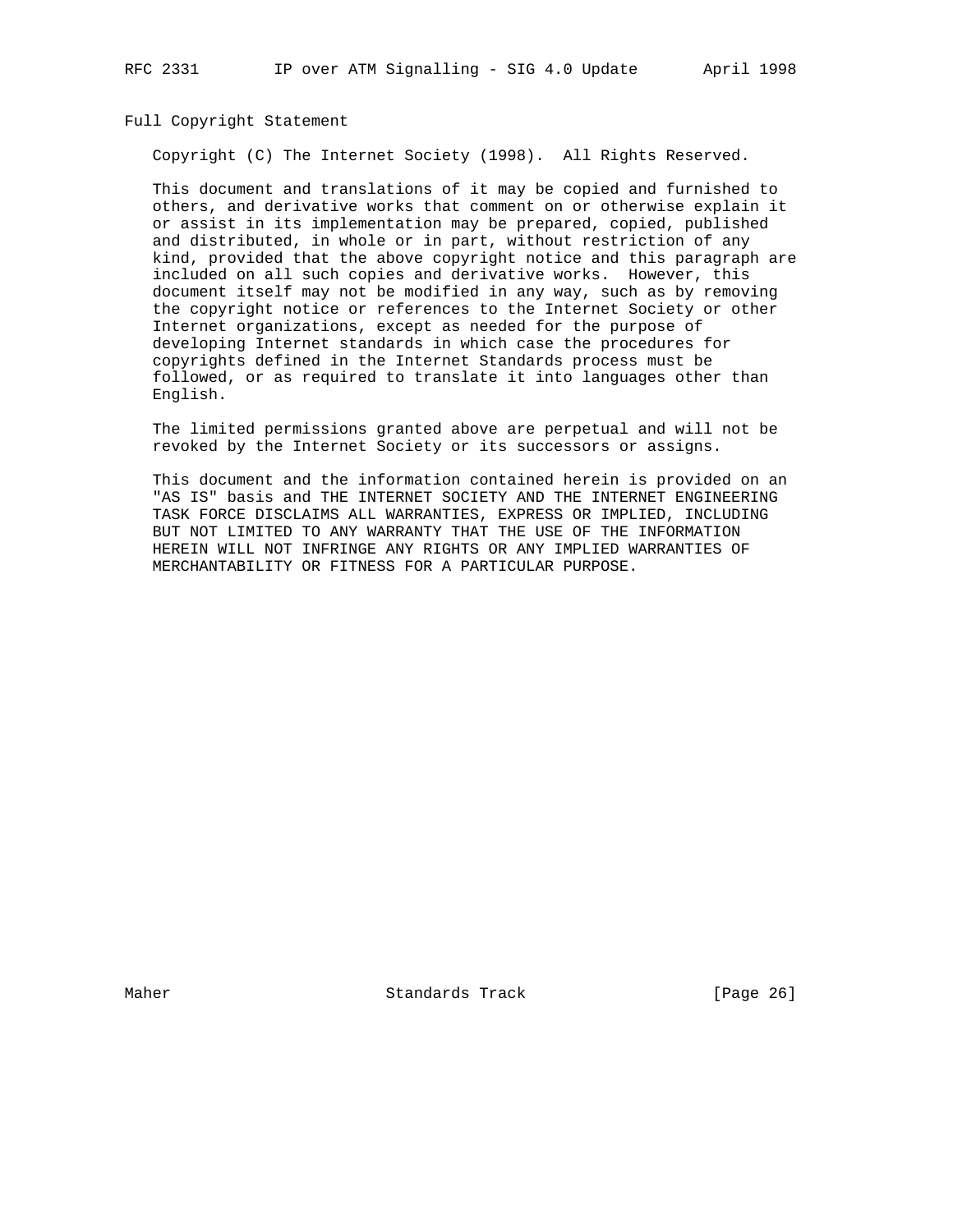## Full Copyright Statement

Copyright (C) The Internet Society (1998). All Rights Reserved.

This document and translations of it may be copied and furnished to others, and derivative works that comment on or otherwise explain it or assist in its implementation may be prepared, copied, published and distributed, in whole or in part, without restriction of any kind, provided that the above copyright notice and this paragraph are included on all such copies and derivative works. However, this document itself may not be modified in any way, such as by removing the copyright notice or references to the Internet Society or other Internet organizations, except as needed for the purpose of developing Internet standards in which case the procedures for copyrights defined in the Internet Standards process must be followed, or as required to translate it into languages other than English.

The limited permissions granted above are perpetual and will not be revoked by the Internet Society or its successors or assigns.

This document and the information contained herein is provided on an "AS IS" basis and THE INTERNET SOCIETY AND THE INTERNET ENGINEERING TASK FORCE DISCLAIMS ALL WARRANTIES, EXPRESS OR IMPLIED, INCLUDING BUT NOT LIMITED TO ANY WARRANTY THAT THE USE OF THE INFORMATION HEREIN WILL NOT INFRINGE ANY RIGHTS OR ANY IMPLIED WARRANTIES OF MERCHANTABILITY OR FITNESS FOR A PARTICULAR PURPOSE.